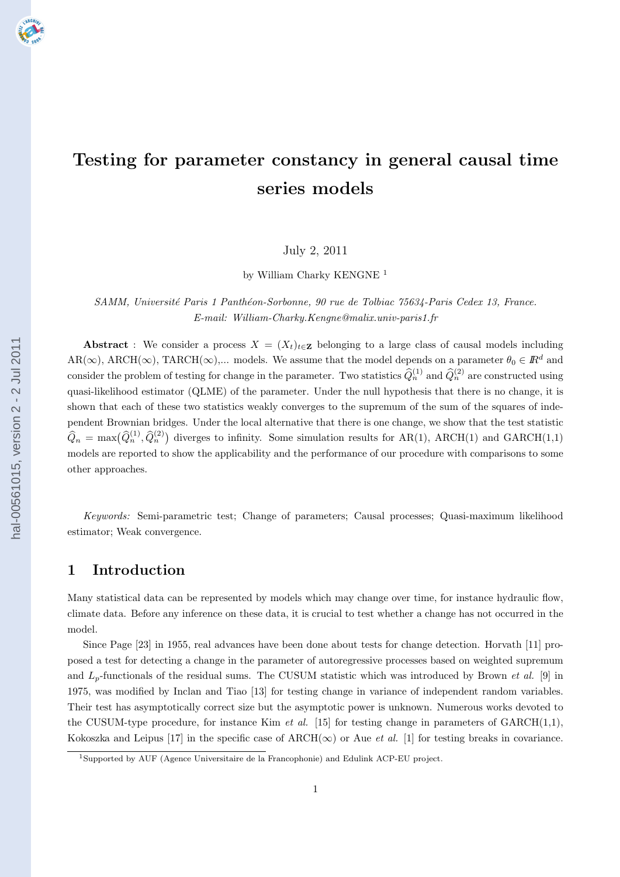# Testing for parameter constancy in general causal time series models

July 2, 2011

by William Charky KENGNE [1]

*SAMM, Université Paris 1 Panthéon-Sorbonne, 90 rue de Tolbiac 75634-Paris Cedex 13, France.*
*E-mail: William-Charky.Kengne@malix.univ-paris1.fr*

**Abstract** : We consider a process $X = (X_t)_{t\in \mathbb{Z}}$ belonging to a large class of causal models including AR($\infty$), ARCH($\infty$), TARCH($\infty$),... models. We assume that the model depends on a parameter $\theta_0 \in \mathbb{R}^d$ and consider the problem of testing for change in the parameter. Two statistics $\widehat{Q}_n^{(1)}$ and $\widehat{Q}_n^{(2)}$ are constructed using quasi-likelihood estimator (QLME) of the parameter. Under the null hypothesis that there is no change, it is shown that each of these two statistics weakly converges to the supremum of the sum of the squares of independent Brownian bridges. Under the local alternative that there is one change, we show that the test statistic $\widehat{Q}_n = \max\big(\widehat{Q}_n^{(1)}, \widehat{Q}_n^{(2)}\big)$ diverges to infinity. Some simulation results for AR(1), ARCH(1) and GARCH(1,1) models are reported to show the applicability and the performance of our procedure with comparisons to some other approaches.

*Keywords:* Semi-parametric test; Change of parameters; Causal processes; Quasi-maximum likelihood estimator; Weak convergence.

## 1 Introduction

Many statistical data can be represented by models which may change over time, for instance hydraulic flow, climate data. Before any inference on these data, it is crucial to test whether a change has not occurred in the model.

Since Page [23] in 1955, real advances have been done about tests for change detection. Horvath [11] proposed a test for detecting a change in the parameter of autoregressive processes based on weighted supremum and $L_p$-functionals of the residual sums. The CUSUM statistic which was introduced by Brown *et al.* [9] in 1975, was modified by Inclan and Tiao [13] for testing change in variance of independent random variables. Their test has asymptotically correct size but the asymptotic power is unknown. Numerous works devoted to the CUSUM-type procedure, for instance Kim *et al.* [15] for testing change in parameters of GARCH(1,1), Kokoszka and Leipus [17] in the specific case of ARCH($\infty$) or Aue *et al.* [1] for testing breaks in covariance.

[1] Supported by AUF (Agence Universitaire de la Francophonie) and Edulink ACP-EU project.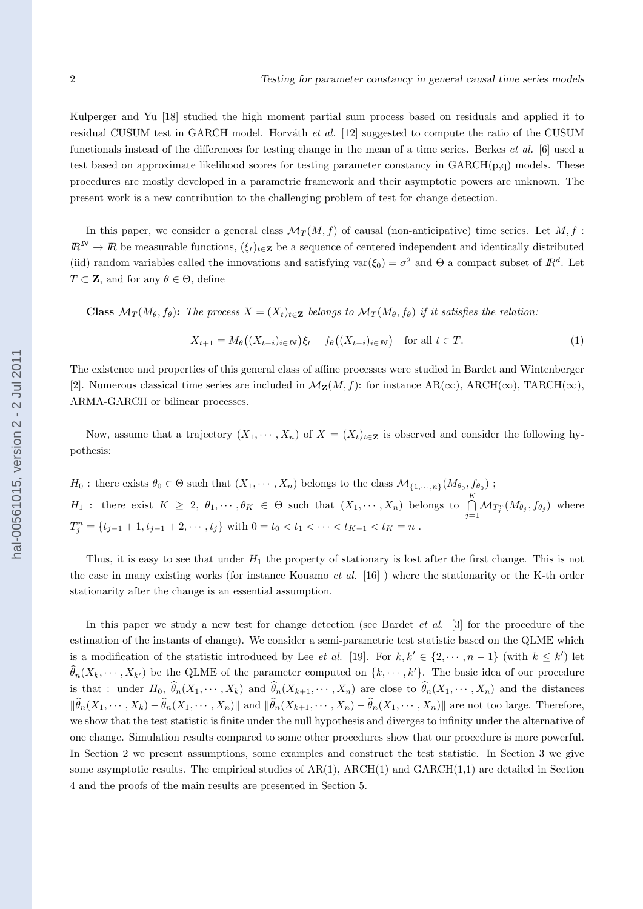Kulperger and Yu [18] studied the high moment partial sum process based on residuals and applied it to residual CUSUM test in GARCH model. Horváth *et al.* [12] suggested to compute the ratio of the CUSUM functionals instead of the differences for testing change in the mean of a time series. Berkes *et al.* [6] used a test based on approximate likelihood scores for testing parameter constancy in GARCH(p,q) models. These procedures are mostly developed in a parametric framework and their asymptotic powers are unknown. The present work is a new contribution to the challenging problem of test for change detection.

In this paper, we consider a general class $\mathcal{M}_T(M,f)$ of causal (non-anticipative) time series. Let $M, f : \mathbb{R}^{\mathbb{N}} \to \mathbb{R}$ be measurable functions, $(\xi_t)_{t\in\mathbf{Z}}$ be a sequence of centered independent and identically distributed (iid) random variables called the innovations and satisfying $\mathrm{var}(\xi_0) = \sigma^2$ and $\Theta$ a compact subset of $\mathbb{R}^d$. Let $T \subset \mathbf{Z}$, and for any $\theta \in \Theta$, define

**Class $\mathcal{M}_T(M_\theta, f_\theta)$:** *The process $X = (X_t)_{t\in\mathbf{Z}}$ belongs to $\mathcal{M}_T(M_\theta, f_\theta)$ if it satisfies the relation:*

$$X_{t+1} = M_\theta\big((X_{t-i})_{i\in\mathbb{N}}\big)\xi_t + f_\theta\big((X_{t-i})_{i\in\mathbb{N}}\big) \quad \text{for all } t \in T. \tag{1}$$

The existence and properties of this general class of affine processes were studied in Bardet and Wintenberger [2]. Numerous classical time series are included in $\mathcal{M}_{\mathbf{Z}}(M,f)$: for instance AR($\infty$), ARCH($\infty$), TARCH($\infty$), ARMA-GARCH or bilinear processes.

Now, assume that a trajectory $(X_1,\cdots,X_n)$ of $X = (X_t)_{t\in\mathbf{Z}}$ is observed and consider the following hypothesis:

$H_0$ : there exists $\theta_0 \in \Theta$ such that $(X_1,\cdots,X_n)$ belongs to the class $\mathcal{M}_{\{1,\cdots,n\}}(M_{\theta_0}, f_{\theta_0})$ ;
$H_1$ : there exist $K \geq 2$, $\theta_1,\cdots,\theta_K \in \Theta$ such that $(X_1,\cdots,X_n)$ belongs to $\bigcap\limits_{j=1}^{K} \mathcal{M}_{T_j^n}(M_{\theta_j}, f_{\theta_j})$ where $T_j^n = \{t_{j-1}+1, t_{j-1}+2, \cdots, t_j\}$ with $0 = t_0 < t_1 < \cdots < t_{K-1} < t_K = n$ .

Thus, it is easy to see that under $H_1$ the property of stationary is lost after the first change. This is not the case in many existing works (for instance Kouamo *et al.* [16] ) where the stationarity or the K-th order stationarity after the change is an essential assumption.

In this paper we study a new test for change detection (see Bardet *et al.* [3] for the procedure of the estimation of the instants of change). We consider a semi-parametric test statistic based on the QLME which is a modification of the statistic introduced by Lee *et al.* [19]. For $k, k' \in \{2,\cdots,n-1\}$ (with $k \leq k'$) let $\widehat{\theta}_n(X_k,\cdots,X_{k'})$ be the QLME of the parameter computed on $\{k,\cdots,k'\}$. The basic idea of our procedure is that : under $H_0$, $\widehat{\theta}_n(X_1,\cdots,X_k)$ and $\widehat{\theta}_n(X_{k+1},\cdots,X_n)$ are close to $\widehat{\theta}_n(X_1,\cdots,X_n)$ and the distances $\|\widehat{\theta}_n(X_1,\cdots,X_k) - \widehat{\theta}_n(X_1,\cdots,X_n)\|$ and $\|\widehat{\theta}_n(X_{k+1},\cdots,X_n) - \widehat{\theta}_n(X_1,\cdots,X_n)\|$ are not too large. Therefore, we show that the test statistic is finite under the null hypothesis and diverges to infinity under the alternative of one change. Simulation results compared to some other procedures show that our procedure is more powerful. In Section 2 we present assumptions, some examples and construct the test statistic. In Section 3 we give some asymptotic results. The empirical studies of AR(1), ARCH(1) and GARCH(1,1) are detailed in Section 4 and the proofs of the main results are presented in Section 5.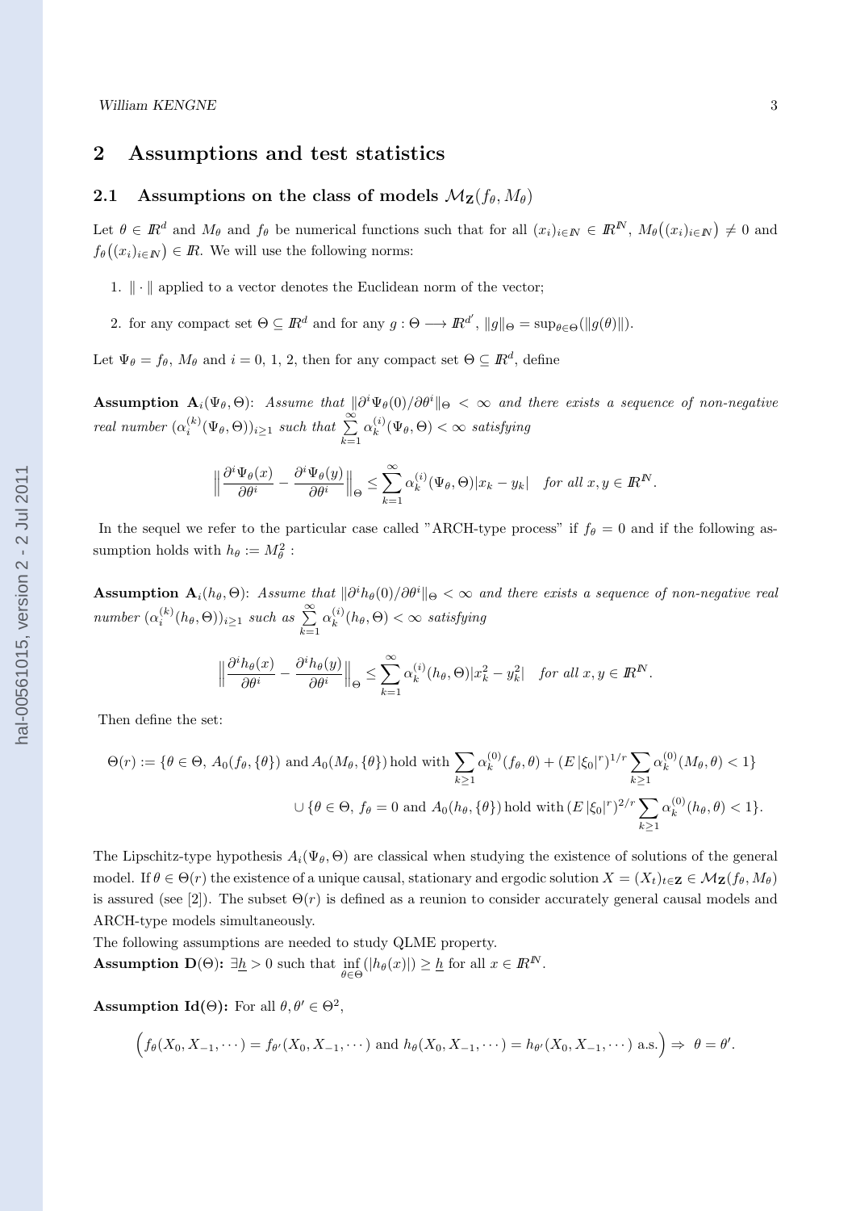## 2 Assumptions and test statistics

### 2.1 Assumptions on the class of models $\mathcal{M}_{\mathbf{Z}}(f_\theta, M_\theta)$

Let $\theta \in I\!R^d$ and $M_\theta$ and $f_\theta$ be numerical functions such that for all $(x_i)_{i\in I\!N} \in I\!R^{I\!N}$, $M_\theta\big((x_i)_{i\in I\!N}\big) \neq 0$ and $f_\theta\big((x_i)_{i\in I\!N}\big) \in I\!R$. We will use the following norms:

1. $\|\cdot\|$ applied to a vector denotes the Euclidean norm of the vector;
2. for any compact set $\Theta \subseteq I\!R^d$ and for any $g : \Theta \longrightarrow I\!R^{d'}$, $\|g\|_\Theta = \sup_{\theta\in\Theta}(\|g(\theta)\|)$.

Let $\Psi_\theta = f_\theta$, $M_\theta$ and $i = 0, 1, 2$, then for any compact set $\Theta \subseteq I\!R^d$, define

**Assumption $\mathbf{A}_i(\Psi_\theta, \Theta)$:** *Assume that $\|\partial^i \Psi_\theta(0)/\partial\theta^i\|_\Theta < \infty$ and there exists a sequence of non-negative real number $(\alpha_i^{(k)}(\Psi_\theta,\Theta))_{i\geq 1}$ such that $\sum\limits_{k=1}^{\infty} \alpha_k^{(i)}(\Psi_\theta,\Theta) < \infty$ satisfying*

$$\Big\|\frac{\partial^i \Psi_\theta(x)}{\partial\theta^i} - \frac{\partial^i \Psi_\theta(y)}{\partial\theta^i}\Big\|_\Theta \leq \sum_{k=1}^{\infty} \alpha_k^{(i)}(\Psi_\theta,\Theta)|x_k - y_k| \quad \textit{for all } x, y \in I\!R^{I\!N}.$$

In the sequel we refer to the particular case called "ARCH-type process" if $f_\theta = 0$ and if the following assumption holds with $h_\theta := M_\theta^2$ :

**Assumption $\mathbf{A}_i(h_\theta, \Theta)$:** *Assume that $\|\partial^i h_\theta(0)/\partial\theta^i\|_\Theta < \infty$ and there exists a sequence of non-negative real number $(\alpha_i^{(k)}(h_\theta,\Theta))_{i\geq 1}$ such as $\sum\limits_{k=1}^{\infty} \alpha_k^{(i)}(h_\theta,\Theta) < \infty$ satisfying*

$$\Big\|\frac{\partial^i h_\theta(x)}{\partial\theta^i} - \frac{\partial^i h_\theta(y)}{\partial\theta^i}\Big\|_\Theta \leq \sum_{k=1}^{\infty} \alpha_k^{(i)}(h_\theta,\Theta)|x_k^2 - y_k^2| \quad \textit{for all } x, y \in I\!R^{I\!N}.$$

Then define the set:

$$\Theta(r) := \{\theta \in \Theta,\ A_0(f_\theta, \{\theta\}) \text{ and } A_0(M_\theta, \{\theta\}) \text{ hold with } \sum_{k\geq 1} \alpha_k^{(0)}(f_\theta, \theta) + (E\,|\xi_0|^r)^{1/r} \sum_{k\geq 1} \alpha_k^{(0)}(M_\theta, \theta) < 1\}$$
$$\cup\, \{\theta \in \Theta,\ f_\theta = 0 \text{ and } A_0(h_\theta, \{\theta\}) \text{ hold with } (E\,|\xi_0|^r)^{2/r} \sum_{k\geq 1} \alpha_k^{(0)}(h_\theta, \theta) < 1\}.$$

The Lipschitz-type hypothesis $A_i(\Psi_\theta, \Theta)$ are classical when studying the existence of solutions of the general model. If $\theta \in \Theta(r)$ the existence of a unique causal, stationary and ergodic solution $X = (X_t)_{t\in\mathbf{Z}} \in \mathcal{M}_{\mathbf{Z}}(f_\theta, M_\theta)$ is assured (see [2]). The subset $\Theta(r)$ is defined as a reunion to consider accurately general causal models and ARCH-type models simultaneously.

The following assumptions are needed to study QLME property.

**Assumption $\mathbf{D}(\Theta)$:** $\exists \underline{h} > 0$ such that $\inf\limits_{\theta\in\Theta}(|h_\theta(x)|) \geq \underline{h}$ for all $x \in I\!R^{I\!N}$.

**Assumption $\mathbf{Id}(\Theta)$:** For all $\theta, \theta' \in \Theta^2$,

$$\Big(f_\theta(X_0, X_{-1}, \cdots) = f_{\theta'}(X_0, X_{-1}, \cdots) \text{ and } h_\theta(X_0, X_{-1}, \cdots) = h_{\theta'}(X_0, X_{-1}, \cdots) \text{ a.s.}\Big) \Rightarrow\ \theta = \theta'.$$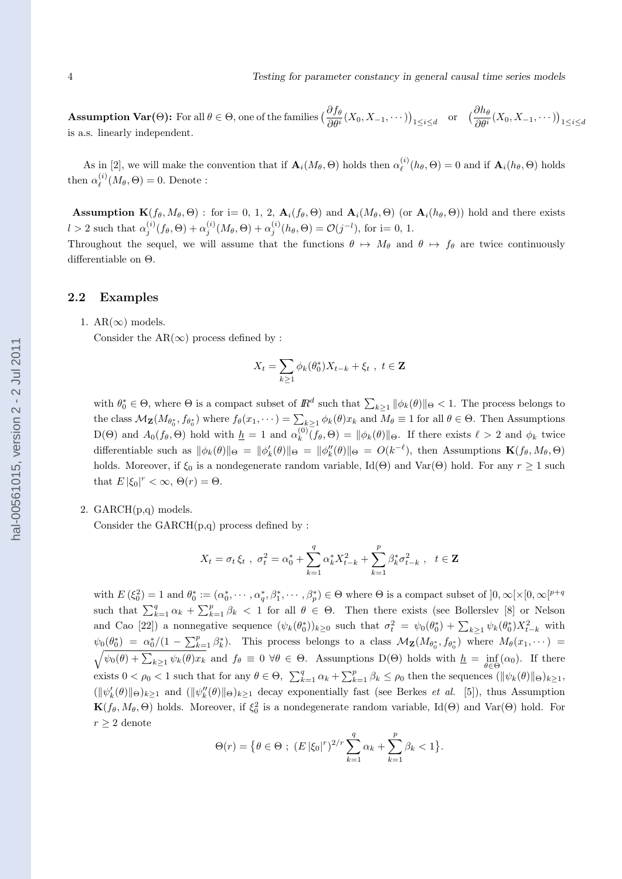**Assumption Var(Θ):** For all $\theta \in \Theta$, one of the families $\big(\frac{\partial f_\theta}{\partial \theta^i}(X_0, X_{-1}, \cdots)\big)_{1 \leq i \leq d}$ or $\big(\frac{\partial h_\theta}{\partial \theta^i}(X_0, X_{-1}, \cdots)\big)_{1 \leq i \leq d}$ is a.s. linearly independent.

As in [2], we will make the convention that if $\mathbf{A}_i(M_\theta, \Theta)$ holds then $\alpha_\ell^{(i)}(h_\theta, \Theta) = 0$ and if $\mathbf{A}_i(h_\theta, \Theta)$ holds then $\alpha_\ell^{(i)}(M_\theta, \Theta) = 0$. Denote :

**Assumption $\mathbf{K}(f_\theta, M_\theta, \Theta)$** : for i= 0, 1, 2, $\mathbf{A}_i(f_\theta, \Theta)$ and $\mathbf{A}_i(M_\theta, \Theta)$ (or $\mathbf{A}_i(h_\theta, \Theta)$) hold and there exists $l > 2$ such that $\alpha_j^{(i)}(f_\theta, \Theta) + \alpha_j^{(i)}(M_\theta, \Theta) + \alpha_j^{(i)}(h_\theta, \Theta) = \mathcal{O}(j^{-l})$, for i= 0, 1.

Throughout the sequel, we will assume that the functions $\theta \mapsto M_\theta$ and $\theta \mapsto f_\theta$ are twice continuously differentiable on $\Theta$.

## 2.2 Examples

1. AR($\infty$) models.

   Consider the AR($\infty$) process defined by :

$$X_t = \sum_{k \geq 1} \phi_k(\theta_0^*) X_{t-k} + \xi_t \ , \ t \in \mathbf{Z}$$

   with $\theta_0^* \in \Theta$, where $\Theta$ is a compact subset of $\mathbb{R}^d$ such that $\sum_{k \geq 1} \|\phi_k(\theta)\|_\Theta < 1$. The process belongs to the class $\mathcal{M}_{\mathbf{Z}}(M_{\theta_0^*}, f_{\theta_0^*})$ where $f_\theta(x_1, \cdots) = \sum_{k \geq 1} \phi_k(\theta) x_k$ and $M_\theta \equiv 1$ for all $\theta \in \Theta$. Then Assumptions D($\Theta$) and $A_0(f_\theta, \Theta)$ hold with $\underline{h} = 1$ and $\alpha_k^{(0)}(f_\theta, \Theta) = \|\phi_k(\theta)\|_\Theta$. If there exists $\ell > 2$ and $\phi_k$ twice differentiable such as $\|\phi_k(\theta)\|_\Theta = \|\phi_k'(\theta)\|_\Theta = \|\phi_k''(\theta)\|_\Theta = O(k^{-\ell})$, then Assumptions $\mathbf{K}(f_\theta, M_\theta, \Theta)$ holds. Moreover, if $\xi_0$ is a nondegenerate random variable, Id($\Theta$) and Var($\Theta$) hold. For any $r \geq 1$ such that $E\,|\xi_0|^r < \infty$, $\Theta(r) = \Theta$.

2. GARCH(p,q) models.

   Consider the GARCH(p,q) process defined by :

$$X_t = \sigma_t \, \xi_t \ , \ \sigma_t^2 = \alpha_0^* + \sum_{k=1}^q \alpha_k^* X_{t-k}^2 + \sum_{k=1}^p \beta_k^* \sigma_{t-k}^2 \ , \quad t \in \mathbf{Z}$$

   with $E\,(\xi_0^2) = 1$ and $\theta_0^* := (\alpha_0^*, \cdots, \alpha_q^*, \beta_1^*, \cdots, \beta_p^*) \in \Theta$ where $\Theta$ is a compact subset of $]0, \infty[\times[0, \infty[^{p+q}$ such that $\sum_{k=1}^q \alpha_k + \sum_{k=1}^p \beta_k < 1$ for all $\theta \in \Theta$. Then there exists (see Bollerslev [8] or Nelson and Cao [22]) a nonnegative sequence $(\psi_k(\theta_0^*))_{k \geq 0}$ such that $\sigma_t^2 = \psi_0(\theta_0^*) + \sum_{k \geq 1} \psi_k(\theta_0^*) X_{t-k}^2$ with $\psi_0(\theta_0^*) = \alpha_0^*/(1 - \sum_{k=1}^p \beta_k^*)$. This process belongs to a class $\mathcal{M}_{\mathbf{Z}}(M_{\theta_0^*}, f_{\theta_0^*})$ where $M_\theta(x_1, \cdots) = \sqrt{\psi_0(\theta) + \sum_{k \geq 1} \psi_k(\theta) x_k}$ and $f_\theta \equiv 0 \ \forall \theta \in \Theta$. Assumptions D($\Theta$) holds with $\underline{h} = \inf_{\theta \in \Theta}(\alpha_0)$. If there exists $0 < \rho_0 < 1$ such that for any $\theta \in \Theta$, $\sum_{k=1}^q \alpha_k + \sum_{k=1}^p \beta_k \leq \rho_0$ then the sequences $(\|\psi_k(\theta)\|_\Theta)_{k \geq 1}$, $(\|\psi_k'(\theta)\|_\Theta)_{k \geq 1}$ and $(\|\psi_k''(\theta)\|_\Theta)_{k \geq 1}$ decay exponentially fast (see Berkes *et al.* [5]), thus Assumption $\mathbf{K}(f_\theta, M_\theta, \Theta)$ holds. Moreover, if $\xi_0^2$ is a nondegenerate random variable, Id($\Theta$) and Var($\Theta$) hold. For $r \geq 2$ denote

$$\Theta(r) = \big\{\theta \in \Theta \ ; \ (E\,|\xi_0|^r)^{2/r} \sum_{k=1}^q \alpha_k + \sum_{k=1}^p \beta_k < 1\big\}.$$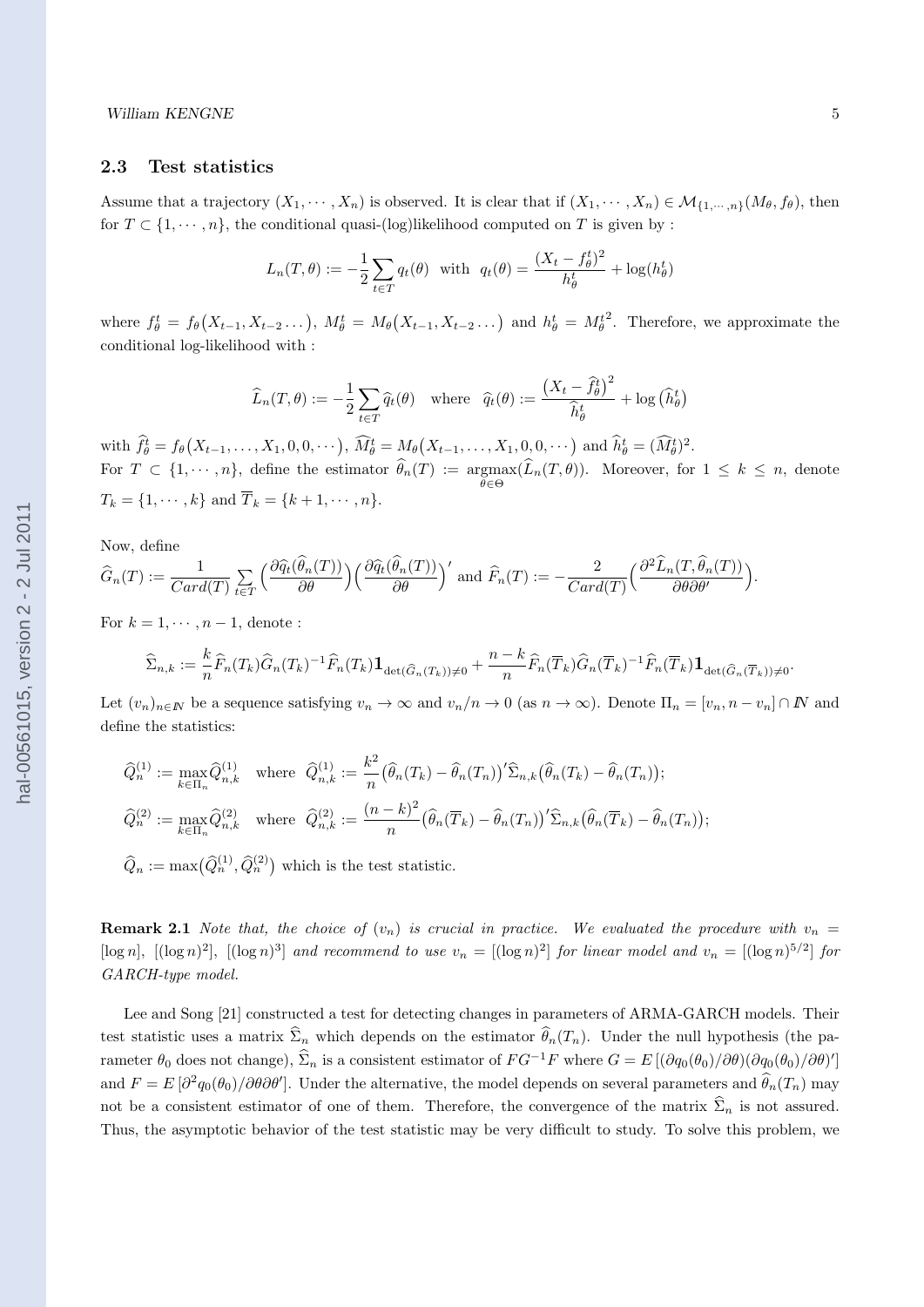### 2.3 Test statistics

Assume that a trajectory $(X_1, \cdots, X_n)$ is observed. It is clear that if $(X_1, \cdots, X_n) \in \mathcal{M}_{\{1,\cdots,n\}}(M_\theta, f_\theta)$, then for $T \subset \{1, \cdots, n\}$, the conditional quasi-(log)likelihood computed on $T$ is given by :

$$L_n(T, \theta) := -\frac{1}{2} \sum_{t \in T} q_t(\theta) \quad \text{with} \quad q_t(\theta) = \frac{(X_t - f_\theta^t)^2}{h_\theta^t} + \log(h_\theta^t)$$

where $f_\theta^t = f_\theta\big(X_{t-1}, X_{t-2} \ldots\big)$, $M_\theta^t = M_\theta\big(X_{t-1}, X_{t-2} \ldots\big)$ and $h_\theta^t = {M_\theta^t}^2$. Therefore, we approximate the conditional log-likelihood with :

$$\widehat{L}_n(T, \theta) := -\frac{1}{2} \sum_{t \in T} \widehat{q}_t(\theta) \quad \text{where} \quad \widehat{q}_t(\theta) := \frac{\big(X_t - \widehat{f}_\theta^t\big)^2}{\widehat{h}_\theta^t} + \log\big(\widehat{h}_\theta^t\big)$$

with $\widehat{f}_\theta^t = f_\theta\big(X_{t-1}, \ldots, X_1, 0, 0, \cdots\big)$, $\widehat{M}_\theta^t = M_\theta\big(X_{t-1}, \ldots, X_1, 0, 0, \cdots\big)$ and $\widehat{h}_\theta^t = (\widehat{M}_\theta^t)^2$.
For $T \subset \{1, \cdots, n\}$, define the estimator $\widehat{\theta}_n(T) := \underset{\theta \in \Theta}{\operatorname{argmax}}(\widehat{L}_n(T, \theta))$. Moreover, for $1 \leq k \leq n$, denote $T_k = \{1, \cdots, k\}$ and $\overline{T}_k = \{k+1, \cdots, n\}$.

Now, define
$\widehat{G}_n(T) := \frac{1}{Card(T)} \sum_{t \in T} \Big(\frac{\partial \widehat{q}_t(\widehat{\theta}_n(T))}{\partial \theta}\Big)\Big(\frac{\partial \widehat{q}_t(\widehat{\theta}_n(T))}{\partial \theta}\Big)'$ and $\widehat{F}_n(T) := -\frac{2}{Card(T)}\Big(\frac{\partial^2 \widehat{L}_n(T, \widehat{\theta}_n(T))}{\partial \theta \partial \theta'}\Big)$.

For $k = 1, \cdots, n-1$, denote :

$$\widehat{\Sigma}_{n,k} := \frac{k}{n} \widehat{F}_n(T_k) \widehat{G}_n(T_k)^{-1} \widehat{F}_n(T_k) \mathbf{1}_{\det(\widehat{G}_n(T_k)) \neq 0} + \frac{n-k}{n} \widehat{F}_n(\overline{T}_k) \widehat{G}_n(\overline{T}_k)^{-1} \widehat{F}_n(\overline{T}_k) \mathbf{1}_{\det(\widehat{G}_n(\overline{T}_k)) \neq 0}.$$

Let $(v_n)_{n \in \mathbb{N}}$ be a sequence satisfying $v_n \to \infty$ and $v_n/n \to 0$ (as $n \to \infty$). Denote $\Pi_n = [v_n, n - v_n] \cap \mathbb{N}$ and define the statistics:

$$\widehat{Q}_n^{(1)} := \max_{k \in \Pi_n} \widehat{Q}_{n,k}^{(1)} \quad \text{where} \quad \widehat{Q}_{n,k}^{(1)} := \frac{k^2}{n} \big(\widehat{\theta}_n(T_k) - \widehat{\theta}_n(T_n)\big)' \widehat{\Sigma}_{n,k} \big(\widehat{\theta}_n(T_k) - \widehat{\theta}_n(T_n)\big);$$

$$\widehat{Q}_n^{(2)} := \max_{k \in \Pi_n} \widehat{Q}_{n,k}^{(2)} \quad \text{where} \quad \widehat{Q}_{n,k}^{(2)} := \frac{(n-k)^2}{n} \big(\widehat{\theta}_n(\overline{T}_k) - \widehat{\theta}_n(T_n)\big)' \widehat{\Sigma}_{n,k} \big(\widehat{\theta}_n(\overline{T}_k) - \widehat{\theta}_n(T_n)\big);$$

$\widehat{Q}_n := \max\big(\widehat{Q}_n^{(1)}, \widehat{Q}_n^{(2)}\big)$ which is the test statistic.

**Remark 2.1** *Note that, the choice of $(v_n)$ is crucial in practice. We evaluated the procedure with $v_n = [\log n]$, $[(\log n)^2]$, $[(\log n)^3]$ and recommend to use $v_n = [(\log n)^2]$ for linear model and $v_n = [(\log n)^{5/2}]$ for GARCH-type model.*

Lee and Song [21] constructed a test for detecting changes in parameters of ARMA-GARCH models. Their test statistic uses a matrix $\widehat{\Sigma}_n$ which depends on the estimator $\widehat{\theta}_n(T_n)$. Under the null hypothesis (the parameter $\theta_0$ does not change), $\widehat{\Sigma}_n$ is a consistent estimator of $FG^{-1}F$ where $G = E\left[(\partial q_0(\theta_0)/\partial \theta)(\partial q_0(\theta_0)/\partial \theta)'\right]$ and $F = E\left[\partial^2 q_0(\theta_0)/\partial \theta \partial \theta'\right]$. Under the alternative, the model depends on several parameters and $\widehat{\theta}_n(T_n)$ may not be a consistent estimator of one of them. Therefore, the convergence of the matrix $\widehat{\Sigma}_n$ is not assured. Thus, the asymptotic behavior of the test statistic may be very difficult to study. To solve this problem, we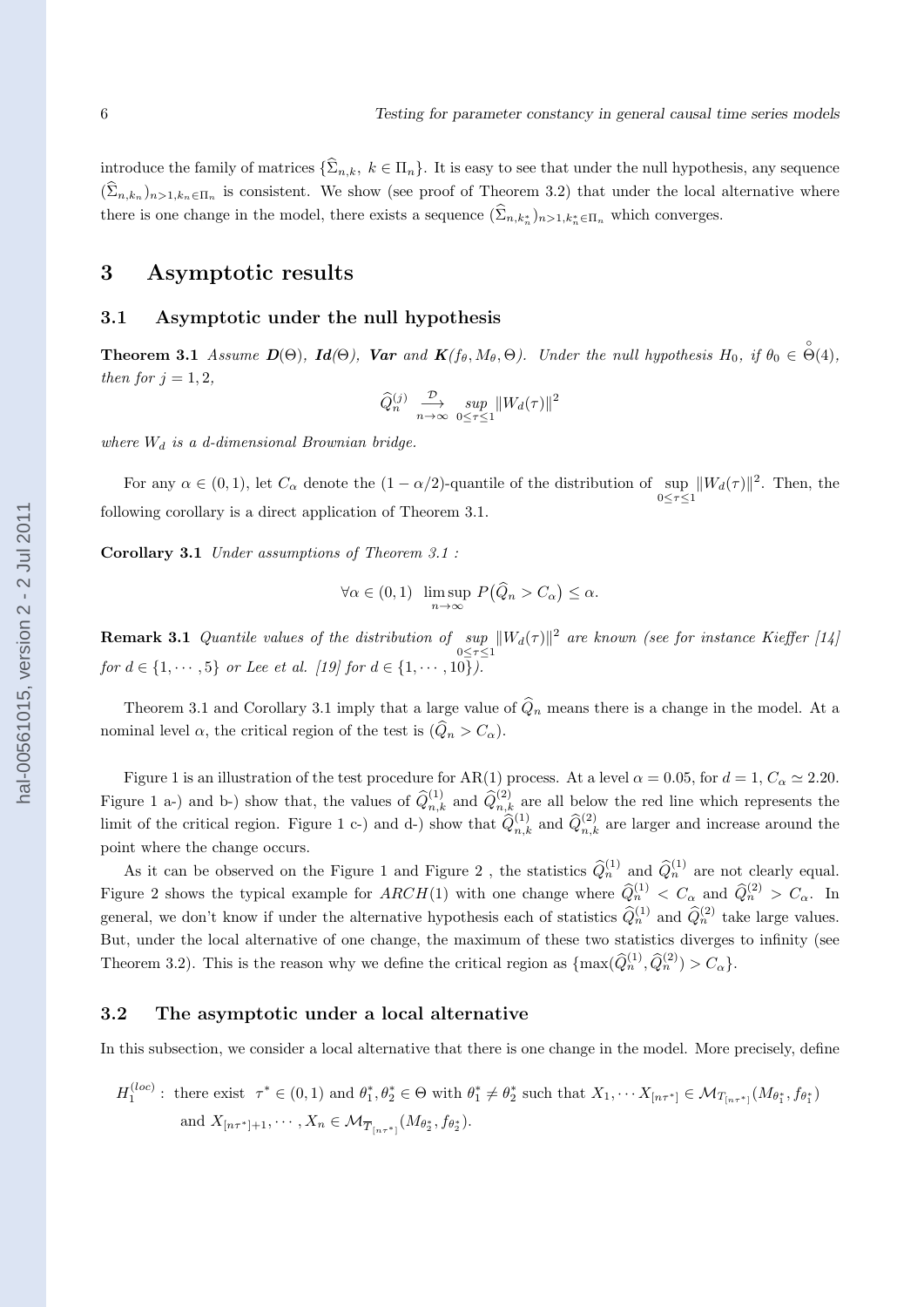introduce the family of matrices $\{\widehat{\Sigma}_{n,k},\ k \in \Pi_n\}$. It is easy to see that under the null hypothesis, any sequence $(\widehat{\Sigma}_{n,k_n})_{n>1,k_n\in\Pi_n}$ is consistent. We show (see proof of Theorem 3.2) that under the local alternative where there is one change in the model, there exists a sequence $(\widehat{\Sigma}_{n,k_n^*})_{n>1,k_n^*\in\Pi_n}$ which converges.

# 3 Asymptotic results

## 3.1 Asymptotic under the null hypothesis

**Theorem 3.1** *Assume* ***D***$(\Theta)$*,* ***Id***$(\Theta)$*,* ***Var*** *and* ***K***$(f_\theta, M_\theta, \Theta)$*. Under the null hypothesis* $H_0$*, if* $\theta_0 \in \overset{\circ}{\Theta}(4)$*, then for* $j = 1, 2$*,*

$$\widehat{Q}_n^{(j)} \xrightarrow[n\to\infty]{\mathcal{D}} \sup_{0\le\tau\le 1} \|W_d(\tau)\|^2$$

*where* $W_d$ *is a d-dimensional Brownian bridge.*

For any $\alpha \in (0,1)$, let $C_\alpha$ denote the $(1-\alpha/2)$-quantile of the distribution of $\sup\limits_{0\le\tau\le1}\|W_d(\tau)\|^2$. Then, the following corollary is a direct application of Theorem 3.1.

**Corollary 3.1** *Under assumptions of Theorem 3.1 :*

$$\forall \alpha \in (0,1)\ \ \limsup_{n\to\infty} P\big(\widehat{Q}_n > C_\alpha\big) \le \alpha.$$

**Remark 3.1** *Quantile values of the distribution of* $\sup\limits_{0\le\tau\le1}\|W_d(\tau)\|^2$ *are known (see for instance Kieffer [14] for* $d \in \{1, \cdots, 5\}$ *or Lee et al. [19] for* $d \in \{1, \cdots, 10\}$*).*

Theorem 3.1 and Corollary 3.1 imply that a large value of $\widehat{Q}_n$ means there is a change in the model. At a nominal level $\alpha$, the critical region of the test is $(\widehat{Q}_n > C_\alpha)$.

Figure 1 is an illustration of the test procedure for AR(1) process. At a level $\alpha = 0.05$, for $d = 1$, $C_\alpha \simeq 2.20$. Figure 1 a-) and b-) show that, the values of $\widehat{Q}_{n,k}^{(1)}$ and $\widehat{Q}_{n,k}^{(2)}$ are all below the red line which represents the limit of the critical region. Figure 1 c-) and d-) show that $\widehat{Q}_{n,k}^{(1)}$ and $\widehat{Q}_{n,k}^{(2)}$ are larger and increase around the point where the change occurs.

As it can be observed on the Figure 1 and Figure 2 , the statistics $\widehat{Q}_n^{(1)}$ and $\widehat{Q}_n^{(1)}$ are not clearly equal. Figure 2 shows the typical example for $ARCH(1)$ with one change where $\widehat{Q}_n^{(1)} < C_\alpha$ and $\widehat{Q}_n^{(2)} > C_\alpha$. In general, we don't know if under the alternative hypothesis each of statistics $\widehat{Q}_n^{(1)}$ and $\widehat{Q}_n^{(2)}$ take large values. But, under the local alternative of one change, the maximum of these two statistics diverges to infinity (see Theorem 3.2). This is the reason why we define the critical region as $\{\max(\widehat{Q}_n^{(1)}, \widehat{Q}_n^{(2)}) > C_\alpha\}$.

## 3.2 The asymptotic under a local alternative

In this subsection, we consider a local alternative that there is one change in the model. More precisely, define

$H_1^{(loc)}$ : there exist $\tau^* \in (0,1)$ and $\theta_1^*, \theta_2^* \in \Theta$ with $\theta_1^* \neq \theta_2^*$ such that $X_1, \cdots X_{[n\tau^*]} \in \mathcal{M}_{T_{[n\tau^*]}}(M_{\theta_1^*}, f_{\theta_1^*})$ and $X_{[n\tau^*]+1}, \cdots, X_n \in \mathcal{M}_{\overline{T}_{[n\tau^*]}}(M_{\theta_2^*}, f_{\theta_2^*})$.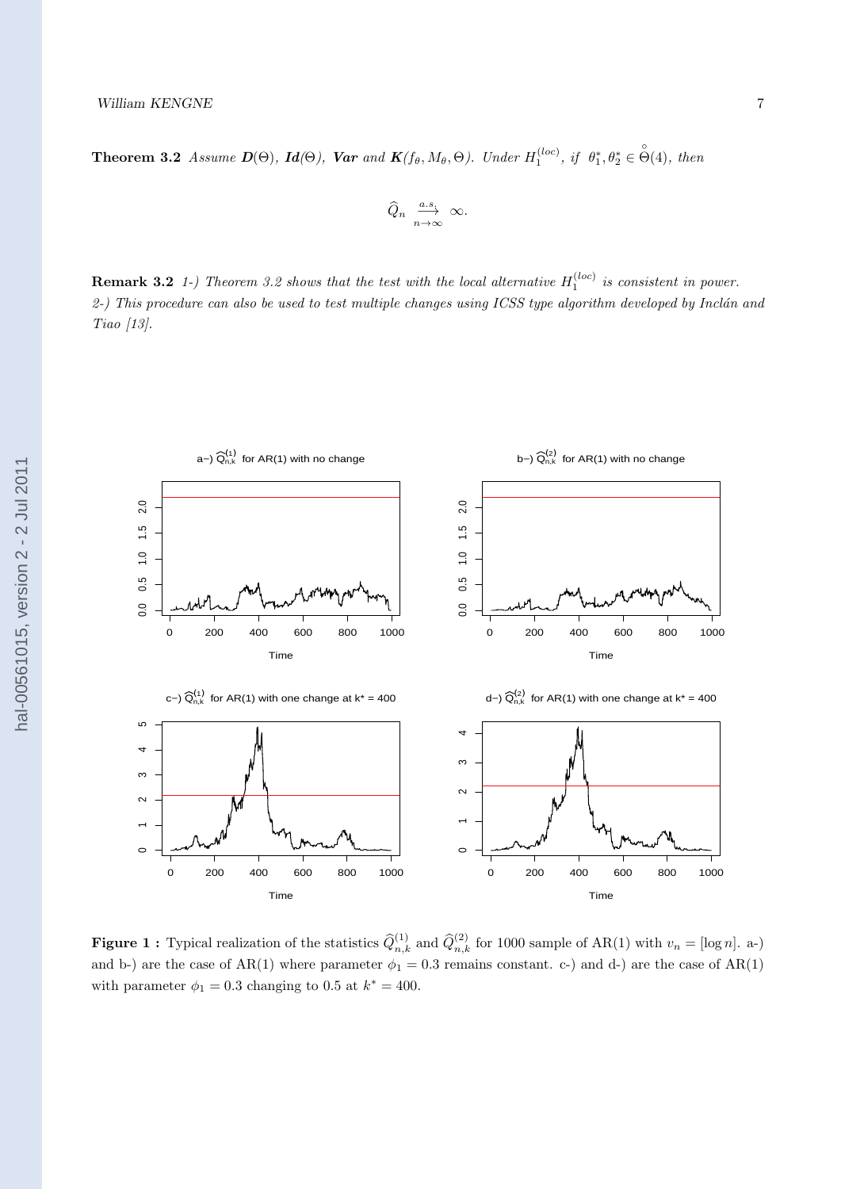**Theorem 3.2** *Assume* $\boldsymbol{D}(\Theta)$, $\boldsymbol{Id}(\Theta)$, $\boldsymbol{Var}$ *and* $\boldsymbol{K}(f_\theta, M_\theta, \Theta)$. *Under* $H_1^{(loc)}$, *if* $\theta_1^*, \theta_2^* \in \overset{\circ}{\Theta}(4)$, *then*

$$\widehat{Q}_n \xrightarrow[n\to\infty]{a.s.} \infty.$$

**Remark 3.2** *1-) Theorem 3.2 shows that the test with the local alternative* $H_1^{(loc)}$ *is consistent in power.*
*2-) This procedure can also be used to test multiple changes using ICSS type algorithm developed by Inclán and Tiao [13].*

**Figure 1 :** Typical realization of the statistics $\widehat{Q}^{(1)}_{n,k}$ and $\widehat{Q}^{(2)}_{n,k}$ for 1000 sample of AR(1) with $v_n = [\log n]$. a-) and b-) are the case of AR(1) where parameter $\phi_1 = 0.3$ remains constant. c-) and d-) are the case of AR(1) with parameter $\phi_1 = 0.3$ changing to 0.5 at $k^* = 400$.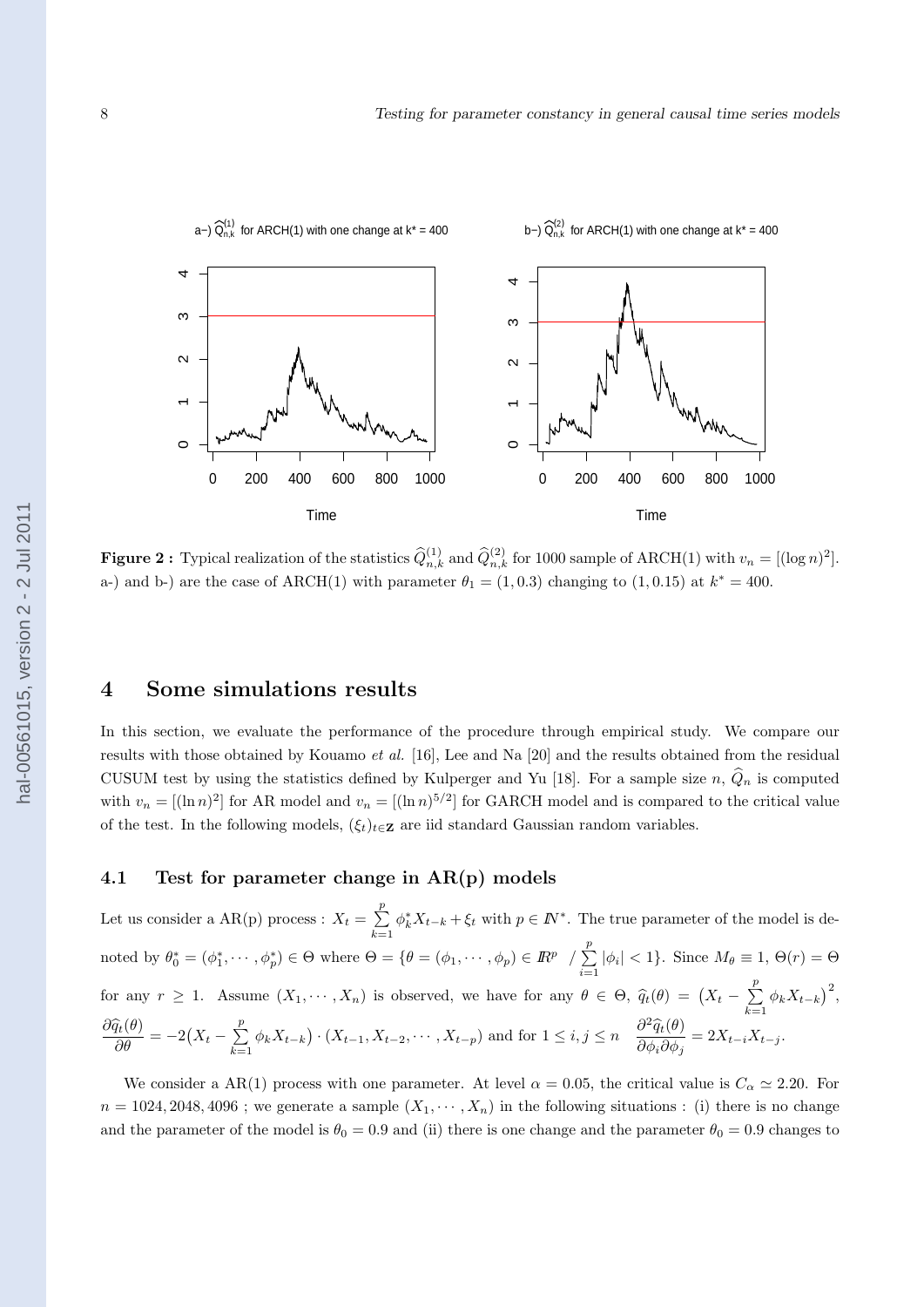**Figure 2 :** Typical realization of the statistics $\widehat{Q}_{n,k}^{(1)}$ and $\widehat{Q}_{n,k}^{(2)}$ for 1000 sample of ARCH(1) with $v_n = [(\log n)^2]$. a-) and b-) are the case of ARCH(1) with parameter $\theta_1 = (1, 0.3)$ changing to $(1, 0.15)$ at $k^* = 400$.

## 4 Some simulations results

In this section, we evaluate the performance of the procedure through empirical study. We compare our results with those obtained by Kouamo *et al.* [16], Lee and Na [20] and the results obtained from the residual CUSUM test by using the statistics defined by Kulperger and Yu [18]. For a sample size $n$, $\widehat{Q}_n$ is computed with $v_n = [(\ln n)^2]$ for AR model and $v_n = [(\ln n)^{5/2}]$ for GARCH model and is compared to the critical value of the test. In the following models, $(\xi_t)_{t\in\mathbb{Z}}$ are iid standard Gaussian random variables.

### 4.1 Test for parameter change in AR(p) models

Let us consider a AR(p) process : $X_t = \sum_{k=1}^{p} \phi_k^* X_{t-k} + \xi_t$ with $p \in \mathbb{N}^*$. The true parameter of the model is denoted by $\theta_0^* = (\phi_1^*, \cdots, \phi_p^*) \in \Theta$ where $\Theta = \{\theta = (\phi_1, \cdots, \phi_p) \in \mathbb{R}^p \ \ / \sum_{i=1}^{p} |\phi_i| < 1\}$. Since $M_\theta \equiv 1$, $\Theta(r) = \Theta$ for any $r \geq 1$. Assume $(X_1, \cdots, X_n)$ is observed, we have for any $\theta \in \Theta$, $\widehat{q}_t(\theta) = \big(X_t - \sum_{k=1}^{p} \phi_k X_{t-k}\big)^2$, $\dfrac{\partial \widehat{q}_t(\theta)}{\partial \theta} = -2\big(X_t - \sum_{k=1}^{p} \phi_k X_{t-k}\big) \cdot (X_{t-1}, X_{t-2}, \cdots, X_{t-p})$ and for $1 \leq i, j \leq n$ $\dfrac{\partial^2 \widehat{q}_t(\theta)}{\partial \phi_i \partial \phi_j} = 2X_{t-i}X_{t-j}$.

We consider a AR(1) process with one parameter. At level $\alpha = 0.05$, the critical value is $C_\alpha \simeq 2.20$. For $n = 1024, 2048, 4096$ ; we generate a sample $(X_1, \cdots, X_n)$ in the following situations : (i) there is no change and the parameter of the model is $\theta_0 = 0.9$ and (ii) there is one change and the parameter $\theta_0 = 0.9$ changes to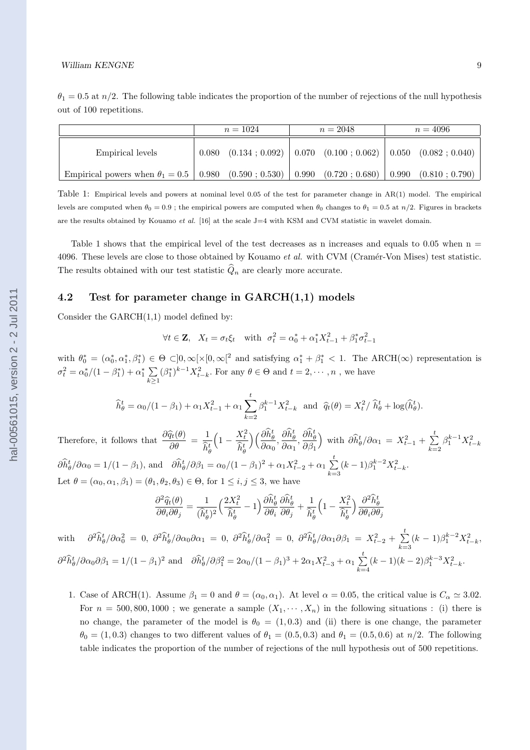$\theta_1 = 0.5$ at $n/2$. The following table indicates the proportion of the number of rejections of the null hypothesis out of 100 repetitions.

| | $n = 1024$ | | $n = 2048$ | | $n = 4096$ | |
|---|---|---|---|---|---|---|
| Empirical levels | 0.080 | (0.134 ; 0.092) | 0.070 | (0.100 ; 0.062) | 0.050 | (0.082 ; 0.040) |
| Empirical powers when $\theta_1 = 0.5$ | 0.980 | (0.590 ; 0.530) | 0.990 | (0.720 ; 0.680) | 0.990 | (0.810 ; 0.790) |

Table 1: Empirical levels and powers at nominal level 0.05 of the test for parameter change in AR(1) model. The empirical levels are computed when $\theta_0 = 0.9$ ; the empirical powers are computed when $\theta_0$ changes to $\theta_1 = 0.5$ at $n/2$. Figures in brackets are the results obtained by Kouamo *et al.* [16] at the scale J=4 with KSM and CVM statistic in wavelet domain.

Table 1 shows that the empirical level of the test decreases as n increases and equals to 0.05 when n = 4096. These levels are close to those obtained by Kouamo *et al.* with CVM (Cramér-Von Mises) test statistic. The results obtained with our test statistic $\widehat{Q}_n$ are clearly more accurate.

## 4.2 Test for parameter change in GARCH(1,1) models

Consider the GARCH(1,1) model defined by:

$$\forall t \in \mathbf{Z}, \quad X_t = \sigma_t \xi_t \quad \text{with} \quad \sigma_t^2 = \alpha_0^* + \alpha_1^* X_{t-1}^2 + \beta_1^* \sigma_{t-1}^2$$

with $\theta_0^* = (\alpha_0^*, \alpha_1^*, \beta_1^*) \in \Theta \subset ]0, \infty[ \times [0, \infty[^2$ and satisfying $\alpha_1^* + \beta_1^* < 1$. The ARCH($\infty$) representation is $\sigma_t^2 = \alpha_0^*/(1 - \beta_1^*) + \alpha_1^* \sum\limits_{k \geq 1} (\beta_1^*)^{k-1} X_{t-k}^2$. For any $\theta \in \Theta$ and $t = 2, \cdots, n$ , we have

$$\widehat{h}_\theta^t = \alpha_0/(1 - \beta_1) + \alpha_1 X_{t-1}^2 + \alpha_1 \sum_{k=2}^{t} \beta_1^{k-1} X_{t-k}^2 \quad \text{and} \quad \widehat{q}_t(\theta) = X_t^2 / \; \widehat{h}_\theta^t + \log(\widehat{h}_\theta^t).$$

Therefore, it follows that $\dfrac{\partial \widehat{q}_t(\theta)}{\partial \theta} = \dfrac{1}{\widehat{h}_\theta^t} \Big( 1 - \dfrac{X_t^2}{\widehat{h}_\theta^t} \Big) \Big( \dfrac{\partial \widehat{h}_\theta^t}{\partial \alpha_0}, \dfrac{\partial \widehat{h}_\theta^t}{\partial \alpha_1}, \dfrac{\partial \widehat{h}_\theta^t}{\partial \beta_1} \Big)$ with $\partial \widehat{h}_\theta^t / \partial \alpha_1 = X_{t-1}^2 + \sum\limits_{k=2}^{t} \beta_1^{k-1} X_{t-k}^2$ $\partial \widehat{h}_\theta^t / \partial \alpha_0 = 1/(1 - \beta_1)$, and $\partial \widehat{h}_\theta^t / \partial \beta_1 = \alpha_0/(1 - \beta_1)^2 + \alpha_1 X_{t-2}^2 + \alpha_1 \sum\limits_{k=3}^{t} (k-1) \beta_1^{k-2} X_{t-k}^2$.

Let $\theta = (\alpha_0, \alpha_1, \beta_1) = (\theta_1, \theta_2, \theta_3) \in \Theta$, for $1 \leq i, j \leq 3$, we have

$$\frac{\partial^2 \widehat{q}_t(\theta)}{\partial \theta_i \partial \theta_j} = \frac{1}{(\widehat{h}_\theta^t)^2} \Big( \frac{2 X_t^2}{\widehat{h}_\theta^t} - 1 \Big) \frac{\partial \widehat{h}_\theta^t}{\partial \theta_i} \frac{\partial \widehat{h}_\theta^t}{\partial \theta_j} + \frac{1}{\widehat{h}_\theta^t} \Big( 1 - \frac{X_t^2}{\widehat{h}_\theta^t} \Big) \frac{\partial^2 \widehat{h}_\theta^t}{\partial \theta_i \partial \theta_j}$$

with $\partial^2 \widehat{h}_\theta^t / \partial \alpha_0^2 = 0$, $\partial^2 \widehat{h}_\theta^t / \partial \alpha_0 \partial \alpha_1 = 0$, $\partial^2 \widehat{h}_\theta^t / \partial \alpha_1^2 = 0$, $\partial^2 \widehat{h}_\theta^t / \partial \alpha_1 \partial \beta_1 = X_{t-2}^2 + \sum\limits_{k=3}^{t} (k-1) \beta_1^{k-2} X_{t-k}^2$, $\partial^2 \widehat{h}_\theta^t / \partial \alpha_0 \partial \beta_1 = 1/(1 - \beta_1)^2$ and $\partial \widehat{h}_\theta^t / \partial \beta_1^2 = 2\alpha_0/(1 - \beta_1)^3 + 2\alpha_1 X_{t-3}^2 + \alpha_1 \sum\limits_{k=4}^{t} (k-1)(k-2) \beta_1^{k-3} X_{t-k}^2$.

1. Case of ARCH(1). Assume $\beta_1 = 0$ and $\theta = (\alpha_0, \alpha_1)$. At level $\alpha = 0.05$, the critical value is $C_\alpha \simeq 3.02$. For $n = 500, 800, 1000$ ; we generate a sample $(X_1, \cdots, X_n)$ in the following situations : (i) there is no change, the parameter of the model is $\theta_0 = (1, 0.3)$ and (ii) there is one change, the parameter $\theta_0 = (1, 0.3)$ changes to two different values of $\theta_1 = (0.5, 0.3)$ and $\theta_1 = (0.5, 0.6)$ at $n/2$. The following table indicates the proportion of the number of rejections of the null hypothesis out of 500 repetitions.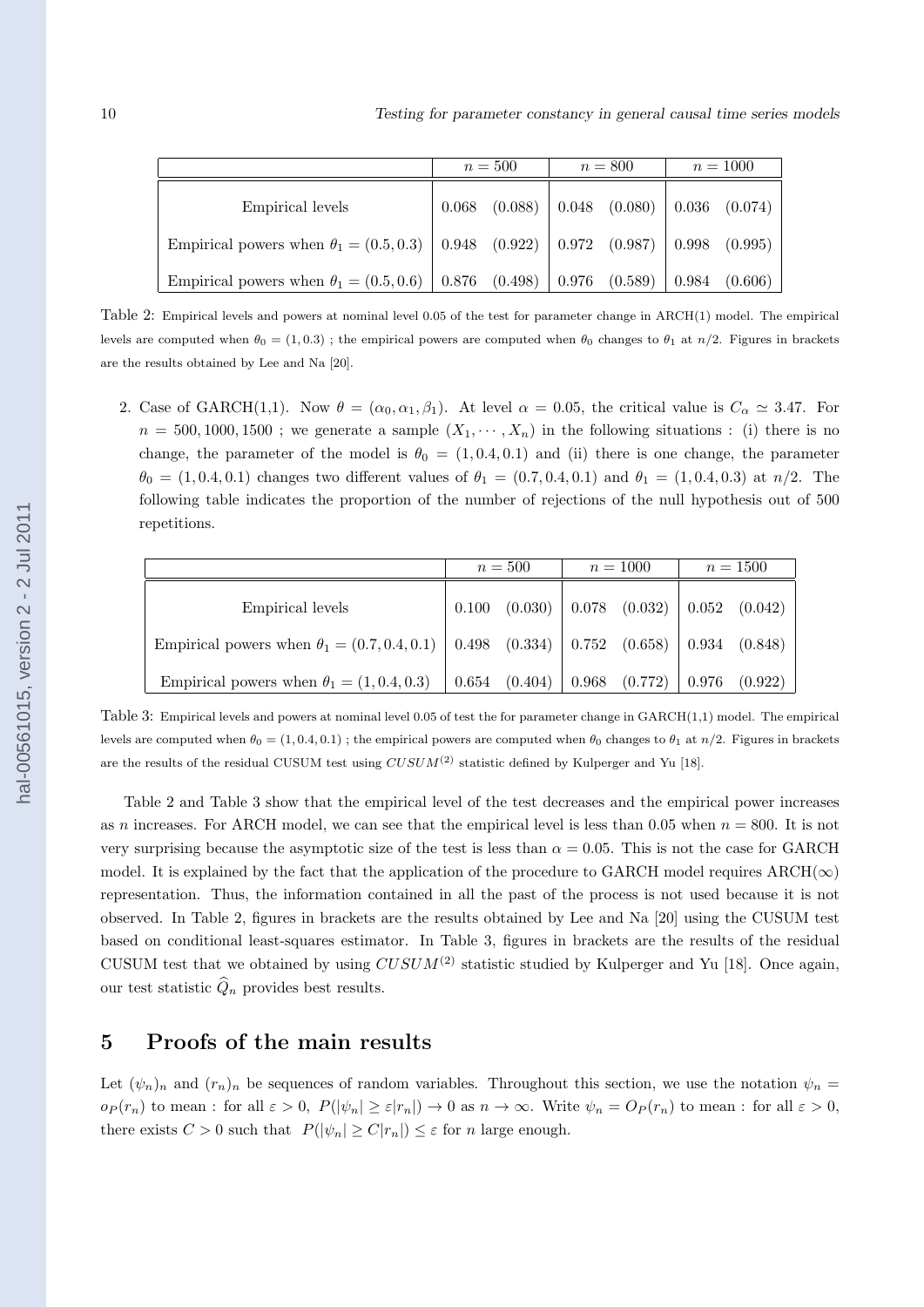| | $n = 500$ | | $n = 800$ | | $n = 1000$ | |
|---|---|---|---|---|---|---|
| Empirical levels | 0.068 | (0.088) | 0.048 | (0.080) | 0.036 | (0.074) |
| Empirical powers when $\theta_1 = (0.5, 0.3)$ | 0.948 | (0.922) | 0.972 | (0.987) | 0.998 | (0.995) |
| Empirical powers when $\theta_1 = (0.5, 0.6)$ | 0.876 | (0.498) | 0.976 | (0.589) | 0.984 | (0.606) |

Table 2: Empirical levels and powers at nominal level 0.05 of the test for parameter change in ARCH(1) model. The empirical levels are computed when $\theta_0 = (1, 0.3)$ ; the empirical powers are computed when $\theta_0$ changes to $\theta_1$ at $n/2$. Figures in brackets are the results obtained by Lee and Na [20].

2. Case of GARCH(1,1). Now $\theta = (\alpha_0, \alpha_1, \beta_1)$. At level $\alpha = 0.05$, the critical value is $C_\alpha \simeq 3.47$. For $n = 500, 1000, 1500$ ; we generate a sample $(X_1, \cdots, X_n)$ in the following situations : (i) there is no change, the parameter of the model is $\theta_0 = (1, 0.4, 0.1)$ and (ii) there is one change, the parameter $\theta_0 = (1, 0.4, 0.1)$ changes two different values of $\theta_1 = (0.7, 0.4, 0.1)$ and $\theta_1 = (1, 0.4, 0.3)$ at $n/2$. The following table indicates the proportion of the number of rejections of the null hypothesis out of 500 repetitions.

| | $n = 500$ | | $n = 1000$ | | $n = 1500$ | |
|---|---|---|---|---|---|---|
| Empirical levels | 0.100 | (0.030) | 0.078 | (0.032) | 0.052 | (0.042) |
| Empirical powers when $\theta_1 = (0.7, 0.4, 0.1)$ | 0.498 | (0.334) | 0.752 | (0.658) | 0.934 | (0.848) |
| Empirical powers when $\theta_1 = (1, 0.4, 0.3)$ | 0.654 | (0.404) | 0.968 | (0.772) | 0.976 | (0.922) |

Table 3: Empirical levels and powers at nominal level 0.05 of test the for parameter change in GARCH(1,1) model. The empirical levels are computed when $\theta_0 = (1, 0.4, 0.1)$ ; the empirical powers are computed when $\theta_0$ changes to $\theta_1$ at $n/2$. Figures in brackets are the results of the residual CUSUM test using $CUSUM^{(2)}$ statistic defined by Kulperger and Yu [18].

Table 2 and Table 3 show that the empirical level of the test decreases and the empirical power increases as $n$ increases. For ARCH model, we can see that the empirical level is less than 0.05 when $n = 800$. It is not very surprising because the asymptotic size of the test is less than $\alpha = 0.05$. This is not the case for GARCH model. It is explained by the fact that the application of the procedure to GARCH model requires ARCH($\infty$) representation. Thus, the information contained in all the past of the process is not used because it is not observed. In Table 2, figures in brackets are the results obtained by Lee and Na [20] using the CUSUM test based on conditional least-squares estimator. In Table 3, figures in brackets are the results of the residual CUSUM test that we obtained by using $CUSUM^{(2)}$ statistic studied by Kulperger and Yu [18]. Once again, our test statistic $\widehat{Q}_n$ provides best results.

## 5 Proofs of the main results

Let $(\psi_n)_n$ and $(r_n)_n$ be sequences of random variables. Throughout this section, we use the notation $\psi_n = o_P(r_n)$ to mean : for all $\varepsilon > 0$, $P(|\psi_n| \geq \varepsilon |r_n|) \to 0$ as $n \to \infty$. Write $\psi_n = O_P(r_n)$ to mean : for all $\varepsilon > 0$, there exists $C > 0$ such that $P(|\psi_n| \geq C|r_n|) \leq \varepsilon$ for $n$ large enough.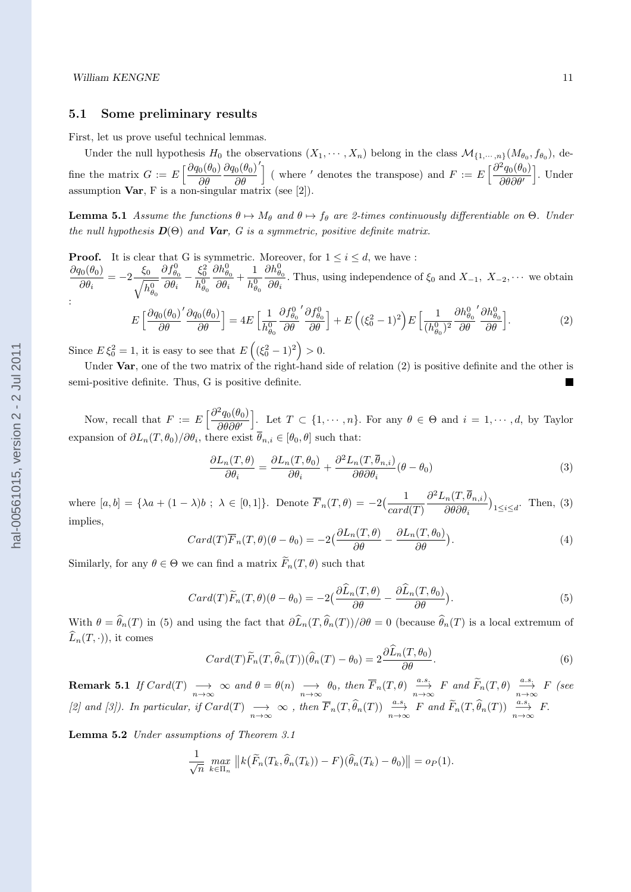### 5.1 Some preliminary results

First, let us prove useful technical lemmas.

Under the null hypothesis $H_0$ the observations $(X_1, \cdots, X_n)$ belong in the class $\mathcal{M}_{\{1,\cdots,n\}}(M_{\theta_0}, f_{\theta_0})$, define the matrix $G := E\Big[\dfrac{\partial q_0(\theta_0)}{\partial \theta}\dfrac{\partial q_0(\theta_0)}{\partial \theta}'\Big]$ ( where $'$ denotes the transpose) and $F := E\Big[\dfrac{\partial^2 q_0(\theta_0)}{\partial \theta \partial \theta'}\Big]$. Under assumption **Var**, F is a non-singular matrix (see [2]).

**Lemma 5.1** *Assume the functions $\theta \mapsto M_\theta$ and $\theta \mapsto f_\theta$ are 2-times continuously differentiable on $\Theta$. Under the null hypothesis **D**$(\Theta)$ and **Var**, G is a symmetric, positive definite matrix.*

**Proof.** It is clear that G is symmetric. Moreover, for $1 \leq i \leq d$, we have : $\dfrac{\partial q_0(\theta_0)}{\partial \theta_i} = -2\dfrac{\xi_0}{\sqrt{h^0_{\theta_0}}}\dfrac{\partial f^0_{\theta_0}}{\partial \theta_i} - \dfrac{\xi_0^2}{h^0_{\theta_0}}\dfrac{\partial h^0_{\theta_0}}{\partial \theta_i} + \dfrac{1}{h^0_{\theta_0}}\dfrac{\partial h^0_{\theta_0}}{\partial \theta_i}$. Thus, using independence of $\xi_0$ and $X_{-1},\ X_{-2}, \cdots$ we obtain :

$$E\Big[\frac{\partial q_0(\theta_0)}{\partial \theta}'\frac{\partial q_0(\theta_0)}{\partial \theta}\Big] = 4E\Big[\frac{1}{h^0_{\theta_0}}\frac{\partial f^0_{\theta_0}}{\partial \theta}'\frac{\partial f^0_{\theta_0}}{\partial \theta}\Big] + E\Big((\xi_0^2-1)^2\Big)E\Big[\frac{1}{(h^0_{\theta_0})^2}\frac{\partial h^0_{\theta_0}}{\partial \theta}'\frac{\partial h^0_{\theta_0}}{\partial \theta}\Big]. \tag{2}$$

Since $E\,\xi_0^2 = 1$, it is easy to see that $E\Big((\xi_0^2-1)^2\Big) > 0$.

Under **Var**, one of the two matrix of the right-hand side of relation (2) is positive definite and the other is semi-positive definite. Thus, G is positive definite. ∎

Now, recall that $F := E\Big[\dfrac{\partial^2 q_0(\theta_0)}{\partial \theta \partial \theta'}\Big]$. Let $T \subset \{1, \cdots, n\}$. For any $\theta \in \Theta$ and $i = 1, \cdots, d$, by Taylor expansion of $\partial L_n(T, \theta_0)/\partial \theta_i$, there exist $\overline{\theta}_{n,i} \in [\theta_0, \theta]$ such that:

$$\frac{\partial L_n(T,\theta)}{\partial \theta_i} = \frac{\partial L_n(T,\theta_0)}{\partial \theta_i} + \frac{\partial^2 L_n(T,\overline{\theta}_{n,i})}{\partial \theta \partial \theta_i}(\theta - \theta_0) \tag{3}$$

where $[a,b] = \{\lambda a + (1-\lambda)b\ ;\ \lambda \in [0,1]\}$. Denote $\overline{F}_n(T,\theta) = -2\big(\dfrac{1}{card(T)}\dfrac{\partial^2 L_n(T,\overline{\theta}_{n,i})}{\partial \theta \partial \theta_i}\big)_{1 \leq i \leq d}$. Then, (3) implies,

$$Card(T)\overline{F}_n(T,\theta)(\theta - \theta_0) = -2\big(\frac{\partial L_n(T,\theta)}{\partial \theta} - \frac{\partial L_n(T,\theta_0)}{\partial \theta}\big). \tag{4}$$

Similarly, for any $\theta \in \Theta$ we can find a matrix $\widetilde{F}_n(T,\theta)$ such that

$$Card(T)\widetilde{F}_n(T,\theta)(\theta - \theta_0) = -2\big(\frac{\partial \widehat{L}_n(T,\theta)}{\partial \theta} - \frac{\partial \widehat{L}_n(T,\theta_0)}{\partial \theta}\big). \tag{5}$$

With $\theta = \widehat{\theta}_n(T)$ in (5) and using the fact that $\partial \widehat{L}_n(T, \widehat{\theta}_n(T))/\partial \theta = 0$ (because $\widehat{\theta}_n(T)$ is a local extremum of $\widehat{L}_n(T, \cdot)$), it comes

$$Card(T)\widetilde{F}_n(T,\widehat{\theta}_n(T))(\widehat{\theta}_n(T) - \theta_0) = 2\frac{\partial \widehat{L}_n(T,\theta_0)}{\partial \theta}. \tag{6}$$

**Remark 5.1** *If $Card(T) \underset{n\to\infty}{\longrightarrow} \infty$ and $\theta = \theta(n) \underset{n\to\infty}{\longrightarrow} \theta_0$, then $\overline{F}_n(T,\theta) \underset{n\to\infty}{\overset{a.s.}{\longrightarrow}} F$ and $\widetilde{F}_n(T,\theta) \underset{n\to\infty}{\overset{a.s.}{\longrightarrow}} F$ (see [2] and [3]). In particular, if $Card(T) \underset{n\to\infty}{\longrightarrow} \infty$ , then $\overline{F}_n(T,\widehat{\theta}_n(T)) \underset{n\to\infty}{\overset{a.s.}{\longrightarrow}} F$ and $\widetilde{F}_n(T,\widehat{\theta}_n(T)) \underset{n\to\infty}{\overset{a.s.}{\longrightarrow}} F$.*

**Lemma 5.2** *Under assumptions of Theorem 3.1*

$$\frac{1}{\sqrt{n}}\ \underset{k \in \Pi_n}{max}\ \big\|k\big(\widetilde{F}_n(T_k,\widehat{\theta}_n(T_k)) - F\big)\big(\widehat{\theta}_n(T_k) - \theta_0\big)\big\| = o_P(1).$$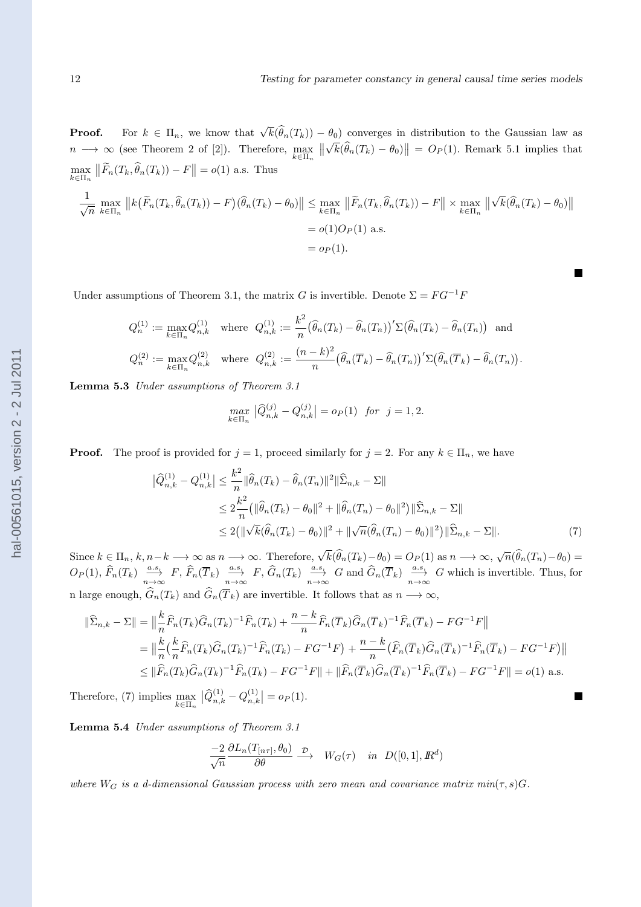**Proof.** For $k \in \Pi_n$, we know that $\sqrt{k}(\widehat{\theta}_n(T_k)) - \theta_0)$ converges in distribution to the Gaussian law as $n \longrightarrow \infty$ (see Theorem 2 of [2]). Therefore, $\max_{k\in\Pi_n} \left\|\sqrt{k}(\widehat{\theta}_n(T_k) - \theta_0)\right\| = O_P(1)$. Remark 5.1 implies that $\max_{k\in\Pi_n} \left\|\widetilde{F}_n(T_k, \widehat{\theta}_n(T_k)) - F\right\| = o(1)$ a.s. Thus

$$
\begin{aligned}
\frac{1}{\sqrt{n}} \max_{k\in\Pi_n} \left\|k\big(\widetilde{F}_n(T_k, \widehat{\theta}_n(T_k)) - F\big)(\widehat{\theta}_n(T_k) - \theta_0)\right\| &\leq \max_{k\in\Pi_n} \left\|\widetilde{F}_n(T_k, \widehat{\theta}_n(T_k)) - F\right\| \times \max_{k\in\Pi_n} \left\|\sqrt{k}(\widehat{\theta}_n(T_k) - \theta_0)\right\| \\
&= o(1)O_P(1) \text{ a.s.} \\
&= o_P(1).
\end{aligned}
$$

■

Under assumptions of Theorem 3.1, the matrix $G$ is invertible. Denote $\Sigma = FG^{-1}F$

$$
Q_n^{(1)} := \max_{k\in\Pi_n} Q_{n,k}^{(1)} \quad \text{where} \quad Q_{n,k}^{(1)} := \frac{k^2}{n}\big(\widehat{\theta}_n(T_k) - \widehat{\theta}_n(T_n)\big)'\Sigma\big(\widehat{\theta}_n(T_k) - \widehat{\theta}_n(T_n)\big) \quad \text{and}
$$

$$
Q_n^{(2)} := \max_{k\in\Pi_n} Q_{n,k}^{(2)} \quad \text{where} \quad Q_{n,k}^{(2)} := \frac{(n-k)^2}{n}\big(\widehat{\theta}_n(\overline{T}_k) - \widehat{\theta}_n(T_n)\big)'\Sigma\big(\widehat{\theta}_n(\overline{T}_k) - \widehat{\theta}_n(T_n)\big).
$$

**Lemma 5.3** *Under assumptions of Theorem 3.1*

$$
\max_{k\in\Pi_n} \left|\widehat{Q}_{n,k}^{(j)} - Q_{n,k}^{(j)}\right| = o_P(1) \quad \text{for} \quad j = 1, 2.
$$

**Proof.** The proof is provided for $j = 1$, proceed similarly for $j = 2$. For any $k \in \Pi_n$, we have

$$
\begin{aligned}
\left|\widehat{Q}_{n,k}^{(1)} - Q_{n,k}^{(1)}\right| &\leq \frac{k^2}{n}\|\widehat{\theta}_n(T_k) - \widehat{\theta}_n(T_n)\|^2\|\widehat{\Sigma}_{n,k} - \Sigma\| \\
&\leq 2\frac{k^2}{n}\big(\|\widehat{\theta}_n(T_k) - \theta_0\|^2 + \|\widehat{\theta}_n(T_n) - \theta_0\|^2\big)\|\widehat{\Sigma}_{n,k} - \Sigma\| \\
&\leq 2\big(\|\sqrt{k}(\widehat{\theta}_n(T_k) - \theta_0)\|^2 + \|\sqrt{n}(\widehat{\theta}_n(T_n) - \theta_0)\|^2\big)\|\widehat{\Sigma}_{n,k} - \Sigma\|. \qquad (7)
\end{aligned}
$$

Since $k \in \Pi_n$, $k, n-k \longrightarrow \infty$ as $n \longrightarrow \infty$. Therefore, $\sqrt{k}(\widehat{\theta}_n(T_k) - \theta_0) = O_P(1)$ as $n \longrightarrow \infty$, $\sqrt{n}(\widehat{\theta}_n(T_n) - \theta_0) = O_P(1)$, $\widehat{F}_n(T_k) \xrightarrow[n\to\infty]{a.s.} F$, $\widehat{F}_n(\overline{T}_k) \xrightarrow[n\to\infty]{a.s.} F$, $\widehat{G}_n(T_k) \xrightarrow[n\to\infty]{a.s.} G$ and $\widehat{G}_n(\overline{T}_k) \xrightarrow[n\to\infty]{a.s.} G$ which is invertible. Thus, for n large enough, $\widehat{G}_n(T_k)$ and $\widehat{G}_n(\overline{T}_k)$ are invertible. It follows that as $n \longrightarrow \infty$,

$$
\begin{aligned}
\|\widehat{\Sigma}_{n,k} - \Sigma\| &= \left\|\frac{k}{n}\widehat{F}_n(T_k)\widehat{G}_n(T_k)^{-1}\widehat{F}_n(T_k) + \frac{n-k}{n}\widehat{F}_n(\overline{T}_k)\widehat{G}_n(\overline{T}_k)^{-1}\widehat{F}_n(\overline{T}_k) - FG^{-1}F\right\| \\
&= \left\|\frac{k}{n}\big(\frac{k}{n}\widehat{F}_n(T_k)\widehat{G}_n(T_k)^{-1}\widehat{F}_n(T_k) - FG^{-1}F\big) + \frac{n-k}{n}\big(\widehat{F}_n(\overline{T}_k)\widehat{G}_n(\overline{T}_k)^{-1}\widehat{F}_n(\overline{T}_k) - FG^{-1}F\big)\right\| \\
&\leq \|\widehat{F}_n(T_k)\widehat{G}_n(T_k)^{-1}\widehat{F}_n(T_k) - FG^{-1}F\| + \|\widehat{F}_n(\overline{T}_k)\widehat{G}_n(\overline{T}_k)^{-1}\widehat{F}_n(\overline{T}_k) - FG^{-1}F\| = o(1) \text{ a.s.}
\end{aligned}
$$

Therefore, (7) implies $\max_{k\in\Pi_n} \left|\widehat{Q}_{n,k}^{(1)} - Q_{n,k}^{(1)}\right| = o_P(1)$. ■

**Lemma 5.4** *Under assumptions of Theorem 3.1*

$$
\frac{-2}{\sqrt{n}}\frac{\partial L_n(T_{[n\tau]}, \theta_0)}{\partial\theta} \xrightarrow{\mathcal{D}} W_G(\tau) \quad \text{in} \quad D([0,1], \mathbb{R}^d)
$$

*where $W_G$ is a $d$-dimensional Gaussian process with zero mean and covariance matrix $\min(\tau, s)G$.*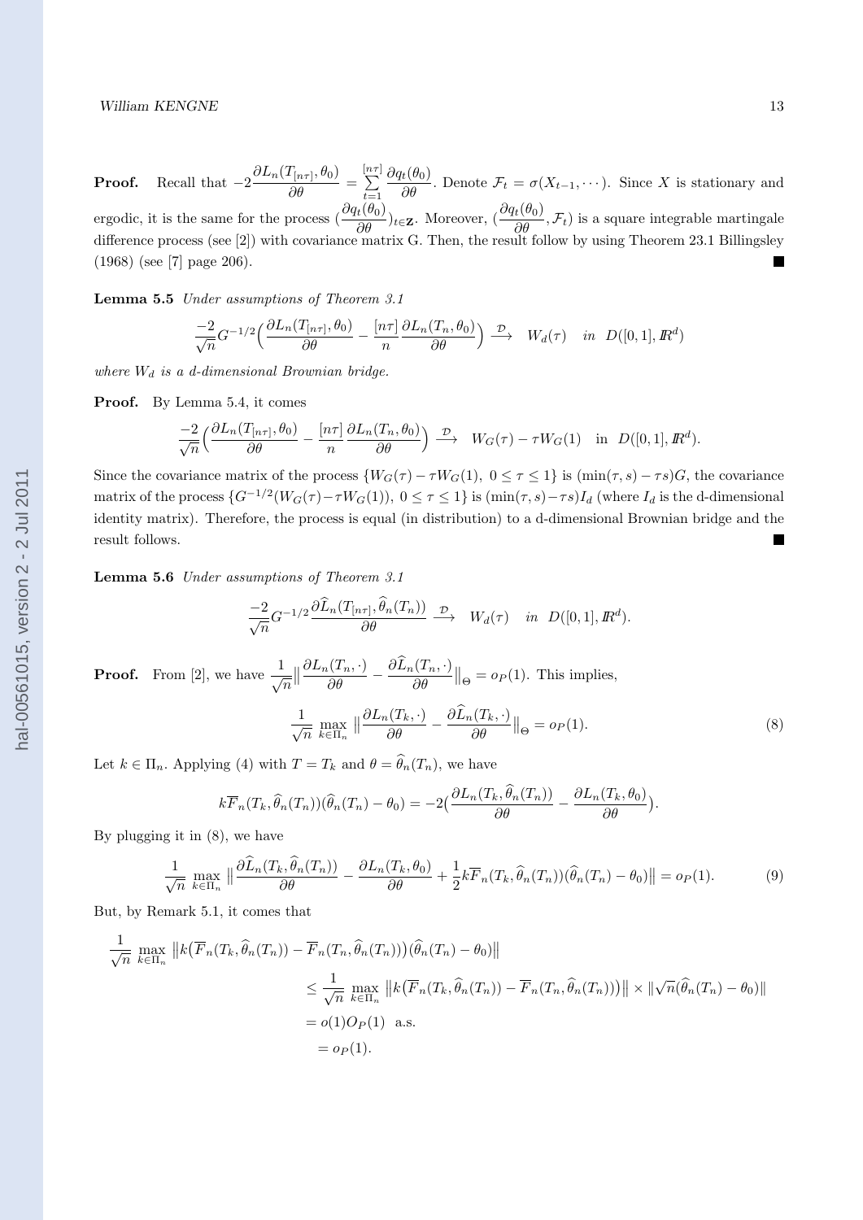**Proof.** Recall that $-2\dfrac{\partial L_n(T_{[n\tau]},\theta_0)}{\partial\theta} = \sum\limits_{t=1}^{[n\tau]} \dfrac{\partial q_t(\theta_0)}{\partial\theta}$. Denote $\mathcal{F}_t = \sigma(X_{t-1},\cdots)$. Since $X$ is stationary and ergodic, it is the same for the process $(\dfrac{\partial q_t(\theta_0)}{\partial\theta})_{t\in\mathbf{Z}}$. Moreover, $(\dfrac{\partial q_t(\theta_0)}{\partial\theta},\mathcal{F}_t)$ is a square integrable martingale difference process (see [2]) with covariance matrix G. Then, the result follow by using Theorem 23.1 Billingsley (1968) (see [7] page 206). ∎

**Lemma 5.5** *Under assumptions of Theorem 3.1*

$$\frac{-2}{\sqrt{n}}G^{-1/2}\Big(\frac{\partial L_n(T_{[n\tau]},\theta_0)}{\partial\theta} - \frac{[n\tau]}{n}\frac{\partial L_n(T_n,\theta_0)}{\partial\theta}\Big) \xrightarrow{\ \mathcal{D}\ } W_d(\tau) \quad in \ \ D([0,1],\mathbb{R}^d)$$

*where $W_d$ is a d-dimensional Brownian bridge.*

**Proof.** By Lemma 5.4, it comes

$$\frac{-2}{\sqrt{n}}\Big(\frac{\partial L_n(T_{[n\tau]},\theta_0)}{\partial\theta} - \frac{[n\tau]}{n}\frac{\partial L_n(T_n,\theta_0)}{\partial\theta}\Big) \xrightarrow{\ \mathcal{D}\ } W_G(\tau)-\tau W_G(1) \quad \text{in} \ \ D([0,1],\mathbb{R}^d).$$

Since the covariance matrix of the process $\{W_G(\tau)-\tau W_G(1),\ 0\le\tau\le 1\}$ is $(\min(\tau,s)-\tau s)G$, the covariance matrix of the process $\{G^{-1/2}(W_G(\tau)-\tau W_G(1)),\ 0\le\tau\le 1\}$ is $(\min(\tau,s)-\tau s)I_d$ (where $I_d$ is the d-dimensional identity matrix). Therefore, the process is equal (in distribution) to a d-dimensional Brownian bridge and the result follows. ∎

**Lemma 5.6** *Under assumptions of Theorem 3.1*

$$\frac{-2}{\sqrt{n}}G^{-1/2}\frac{\partial\widehat{L}_n(T_{[n\tau]},\widehat{\theta}_n(T_n))}{\partial\theta} \xrightarrow{\ \mathcal{D}\ } W_d(\tau) \quad in \ \ D([0,1],\mathbb{R}^d).$$

**Proof.** From [2], we have $\dfrac{1}{\sqrt{n}}\Big\|\dfrac{\partial L_n(T_n,\cdot)}{\partial\theta} - \dfrac{\partial\widehat{L}_n(T_n,\cdot)}{\partial\theta}\Big\|_\Theta = o_P(1)$. This implies,

$$\frac{1}{\sqrt{n}}\max_{k\in\Pi_n}\Big\|\frac{\partial L_n(T_k,\cdot)}{\partial\theta} - \frac{\partial\widehat{L}_n(T_k,\cdot)}{\partial\theta}\Big\|_\Theta = o_P(1). \tag{8}$$

Let $k\in\Pi_n$. Applying (4) with $T=T_k$ and $\theta=\widehat{\theta}_n(T_n)$, we have

$$k\overline{F}_n(T_k,\widehat{\theta}_n(T_n))(\widehat{\theta}_n(T_n)-\theta_0) = -2\Big(\frac{\partial L_n(T_k,\widehat{\theta}_n(T_n))}{\partial\theta} - \frac{\partial L_n(T_k,\theta_0)}{\partial\theta}\Big).$$

By plugging it in (8), we have

$$\frac{1}{\sqrt{n}}\max_{k\in\Pi_n}\Big\|\frac{\partial\widehat{L}_n(T_k,\widehat{\theta}_n(T_n))}{\partial\theta} - \frac{\partial L_n(T_k,\theta_0)}{\partial\theta} + \frac{1}{2}k\overline{F}_n(T_k,\widehat{\theta}_n(T_n))(\widehat{\theta}_n(T_n)-\theta_0)\Big\| = o_P(1). \tag{9}$$

But, by Remark 5.1, it comes that

$$\begin{aligned}
\frac{1}{\sqrt{n}}\max_{k\in\Pi_n}&\big\|k\big(\overline{F}_n(T_k,\widehat{\theta}_n(T_n)) - \overline{F}_n(T_n,\widehat{\theta}_n(T_n))\big)(\widehat{\theta}_n(T_n)-\theta_0)\big\| \\
&\le \frac{1}{\sqrt{n}}\max_{k\in\Pi_n}\big\|k\big(\overline{F}_n(T_k,\widehat{\theta}_n(T_n)) - \overline{F}_n(T_n,\widehat{\theta}_n(T_n))\big)\big\| \times \|\sqrt{n}(\widehat{\theta}_n(T_n)-\theta_0)\| \\
&= o(1)O_P(1) \ \ \text{a.s.} \\
&= o_P(1).
\end{aligned}$$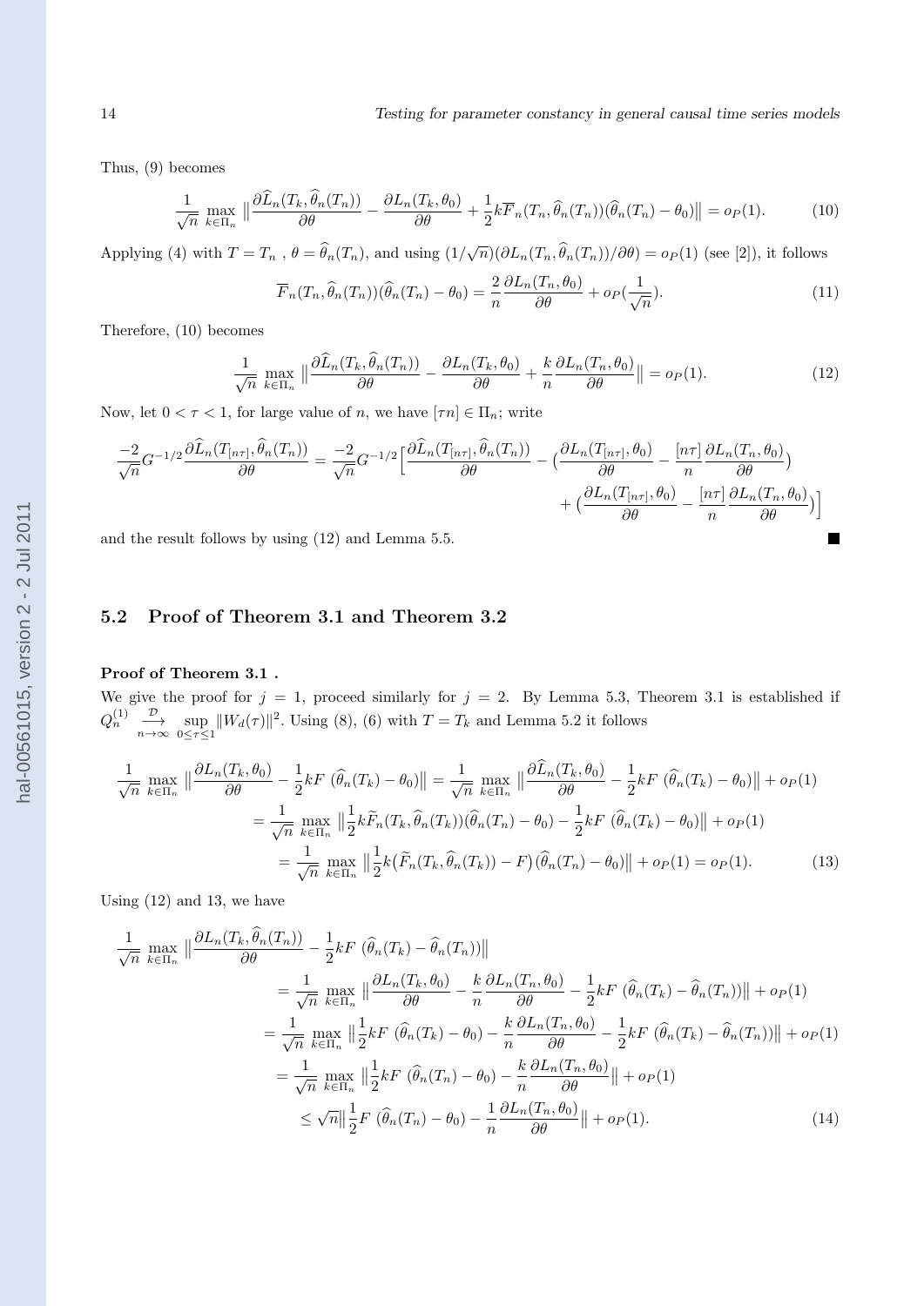Thus, (9) becomes

$$\frac{1}{\sqrt{n}} \max_{k \in \Pi_n} \left\| \frac{\partial \widehat{L}_n(T_k, \widehat{\theta}_n(T_n))}{\partial \theta} - \frac{\partial L_n(T_k, \theta_0)}{\partial \theta} + \frac{1}{2} k \overline{F}_n(T_n, \widehat{\theta}_n(T_n))(\widehat{\theta}_n(T_n) - \theta_0) \right\| = o_P(1). \tag{10}$$

Applying (4) with $T = T_n$ , $\theta = \widehat{\theta}_n(T_n)$, and using $(1/\sqrt{n})(\partial L_n(T_n, \widehat{\theta}_n(T_n))/\partial\theta) = o_P(1)$ (see [2]), it follows

$$\overline{F}_n(T_n, \widehat{\theta}_n(T_n))(\widehat{\theta}_n(T_n) - \theta_0) = \frac{2}{n} \frac{\partial L_n(T_n, \theta_0)}{\partial \theta} + o_P(\frac{1}{\sqrt{n}}). \tag{11}$$

Therefore, (10) becomes

$$\frac{1}{\sqrt{n}} \max_{k \in \Pi_n} \left\| \frac{\partial \widehat{L}_n(T_k, \widehat{\theta}_n(T_n))}{\partial \theta} - \frac{\partial L_n(T_k, \theta_0)}{\partial \theta} + \frac{k}{n} \frac{\partial L_n(T_n, \theta_0)}{\partial \theta} \right\| = o_P(1). \tag{12}$$

Now, let $0 < \tau < 1$, for large value of $n$, we have $[\tau n] \in \Pi_n$; write

$$\frac{-2}{\sqrt{n}} G^{-1/2} \frac{\partial \widehat{L}_n(T_{[n\tau]}, \widehat{\theta}_n(T_n))}{\partial \theta} = \frac{-2}{\sqrt{n}} G^{-1/2} \Big[ \frac{\partial \widehat{L}_n(T_{[n\tau]}, \widehat{\theta}_n(T_n))}{\partial \theta} - \big( \frac{\partial L_n(T_{[n\tau]}, \theta_0)}{\partial \theta} - \frac{[n\tau]}{n} \frac{\partial L_n(T_n, \theta_0)}{\partial \theta} \big) + \big( \frac{\partial L_n(T_{[n\tau]}, \theta_0)}{\partial \theta} - \frac{[n\tau]}{n} \frac{\partial L_n(T_n, \theta_0)}{\partial \theta} \big) \Big]$$

and the result follows by using (12) and Lemma 5.5. ∎

## 5.2 Proof of Theorem 3.1 and Theorem 3.2

**Proof of Theorem 3.1 .**

We give the proof for $j = 1$, proceed similarly for $j = 2$. By Lemma 5.3, Theorem 3.1 is established if $Q_n^{(1)} \xrightarrow[n\to\infty]{\mathcal{D}} \sup_{0 \le \tau \le 1} \|W_d(\tau)\|^2$. Using (8), (6) with $T = T_k$ and Lemma 5.2 it follows

$$\begin{aligned}
\frac{1}{\sqrt{n}} \max_{k \in \Pi_n} \left\| \frac{\partial L_n(T_k, \theta_0)}{\partial \theta} - \frac{1}{2} k F \ (\widehat{\theta}_n(T_k) - \theta_0) \right\| &= \frac{1}{\sqrt{n}} \max_{k \in \Pi_n} \left\| \frac{\partial \widehat{L}_n(T_k, \theta_0)}{\partial \theta} - \frac{1}{2} k F \ (\widehat{\theta}_n(T_k) - \theta_0) \right\| + o_P(1) \\
&= \frac{1}{\sqrt{n}} \max_{k \in \Pi_n} \left\| \frac{1}{2} k \widetilde{F}_n(T_k, \widehat{\theta}_n(T_k))(\widehat{\theta}_n(T_n) - \theta_0) - \frac{1}{2} k F \ (\widehat{\theta}_n(T_k) - \theta_0) \right\| + o_P(1) \\
&= \frac{1}{\sqrt{n}} \max_{k \in \Pi_n} \left\| \frac{1}{2} k \big( \widetilde{F}_n(T_k, \widehat{\theta}_n(T_k)) - F \big) (\widehat{\theta}_n(T_n) - \theta_0) \right\| + o_P(1) = o_P(1).
\end{aligned} \tag{13}$$

Using (12) and 13, we have

$$\begin{aligned}
\frac{1}{\sqrt{n}} \max_{k \in \Pi_n} &\left\| \frac{\partial L_n(T_k, \widehat{\theta}_n(T_n))}{\partial \theta} - \frac{1}{2} k F \ (\widehat{\theta}_n(T_k) - \widehat{\theta}_n(T_n)) \right\| \\
&= \frac{1}{\sqrt{n}} \max_{k \in \Pi_n} \left\| \frac{\partial L_n(T_k, \theta_0)}{\partial \theta} - \frac{k}{n} \frac{\partial L_n(T_n, \theta_0)}{\partial \theta} - \frac{1}{2} k F \ (\widehat{\theta}_n(T_k) - \widehat{\theta}_n(T_n)) \right\| + o_P(1) \\
&= \frac{1}{\sqrt{n}} \max_{k \in \Pi_n} \left\| \frac{1}{2} k F \ (\widehat{\theta}_n(T_k) - \theta_0) - \frac{k}{n} \frac{\partial L_n(T_n, \theta_0)}{\partial \theta} - \frac{1}{2} k F \ (\widehat{\theta}_n(T_k) - \widehat{\theta}_n(T_n)) \right\| + o_P(1) \\
&= \frac{1}{\sqrt{n}} \max_{k \in \Pi_n} \left\| \frac{1}{2} k F \ (\widehat{\theta}_n(T_n) - \theta_0) - \frac{k}{n} \frac{\partial L_n(T_n, \theta_0)}{\partial \theta} \right\| + o_P(1) \\
&\le \sqrt{n} \left\| \frac{1}{2} F \ (\widehat{\theta}_n(T_n) - \theta_0) - \frac{1}{n} \frac{\partial L_n(T_n, \theta_0)}{\partial \theta} \right\| + o_P(1).
\end{aligned} \tag{14}$$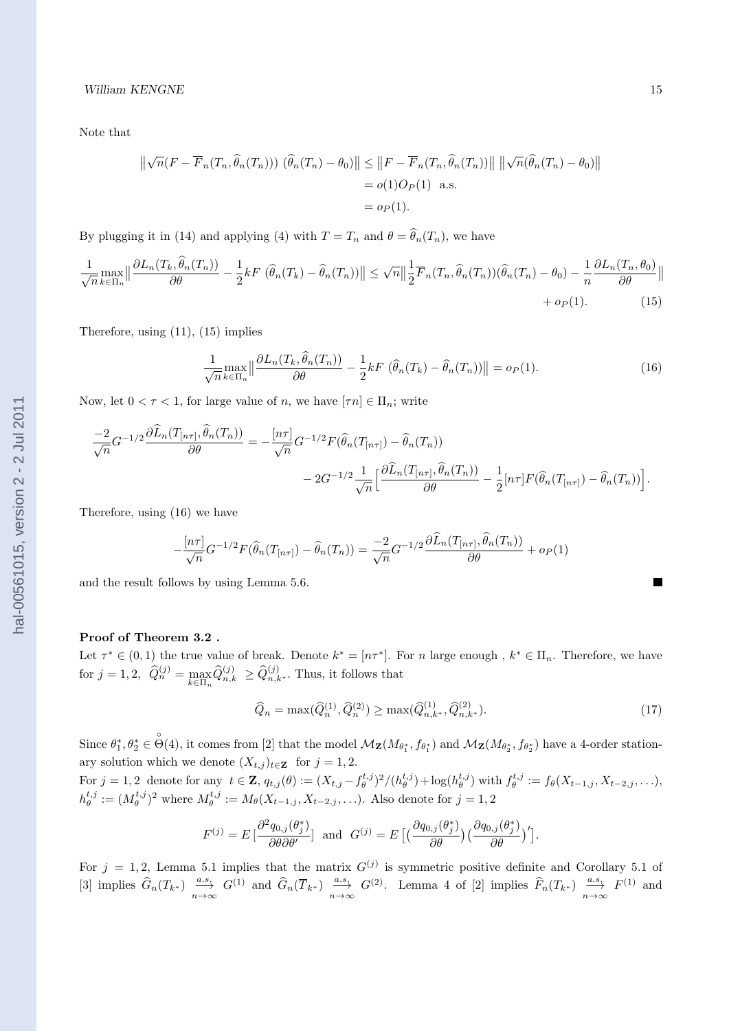Note that

$$
\begin{aligned}
\big\|\sqrt{n}(F-\overline{F}_n(T_n,\widehat{\theta}_n(T_n)))\ (\widehat{\theta}_n(T_n)-\theta_0)\big\| &\leq \big\|F-\overline{F}_n(T_n,\widehat{\theta}_n(T_n))\big\|\ \big\|\sqrt{n}(\widehat{\theta}_n(T_n)-\theta_0)\big\| \\
&= o(1)O_P(1)\ \text{ a.s.} \\
&= o_P(1).
\end{aligned}
$$

By plugging it in (14) and applying (4) with $T=T_n$ and $\theta=\widehat{\theta}_n(T_n)$, we have

$$
\frac{1}{\sqrt{n}}\max_{k\in\Pi_n}\Big\|\frac{\partial L_n(T_k,\widehat{\theta}_n(T_n))}{\partial\theta}-\frac{1}{2}kF\ (\widehat{\theta}_n(T_k)-\widehat{\theta}_n(T_n))\Big\| \leq \sqrt{n}\Big\|\frac{1}{2}\overline{F}_n(T_n,\widehat{\theta}_n(T_n))(\widehat{\theta}_n(T_n)-\theta_0)-\frac{1}{n}\frac{\partial L_n(T_n,\theta_0)}{\partial\theta}\Big\| + o_P(1). \tag{15}
$$

Therefore, using (11), (15) implies

$$
\frac{1}{\sqrt{n}}\max_{k\in\Pi_n}\Big\|\frac{\partial L_n(T_k,\widehat{\theta}_n(T_n))}{\partial\theta}-\frac{1}{2}kF\ (\widehat{\theta}_n(T_k)-\widehat{\theta}_n(T_n))\Big\| = o_P(1). \tag{16}
$$

Now, let $0<\tau<1$, for large value of $n$, we have $[\tau n]\in\Pi_n$; write

$$
\frac{-2}{\sqrt{n}}G^{-1/2}\frac{\partial\widehat{L}_n(T_{[n\tau]},\widehat{\theta}_n(T_n))}{\partial\theta} = -\frac{[n\tau]}{\sqrt{n}}G^{-1/2}F(\widehat{\theta}_n(T_{[n\tau]})-\widehat{\theta}_n(T_n)) - 2G^{-1/2}\frac{1}{\sqrt{n}}\Big[\frac{\partial\widehat{L}_n(T_{[n\tau]},\widehat{\theta}_n(T_n))}{\partial\theta}-\frac{1}{2}[n\tau]F(\widehat{\theta}_n(T_{[n\tau]})-\widehat{\theta}_n(T_n))\Big].
$$

Therefore, using (16) we have

$$
-\frac{[n\tau]}{\sqrt{n}}G^{-1/2}F(\widehat{\theta}_n(T_{[n\tau]})-\widehat{\theta}_n(T_n)) = \frac{-2}{\sqrt{n}}G^{-1/2}\frac{\partial\widehat{L}_n(T_{[n\tau]},\widehat{\theta}_n(T_n))}{\partial\theta}+o_P(1)
$$

and the result follows by using Lemma 5.6. ■

**Proof of Theorem 3.2 .**

Let $\tau^*\in(0,1)$ the true value of break. Denote $k^*=[n\tau^*]$. For $n$ large enough , $k^*\in\Pi_n$. Therefore, we have for $j=1,2$, $\widehat{Q}_n^{(j)}=\max\limits_{k\in\Pi_n}\widehat{Q}_{n,k}^{(j)}\ \geq\widehat{Q}_{n,k^*}^{(j)}$. Thus, it follows that

$$
\widehat{Q}_n=\max(\widehat{Q}_n^{(1)},\widehat{Q}_n^{(2)})\geq\max(\widehat{Q}_{n,k^*}^{(1)},\widehat{Q}_{n,k^*}^{(2)}). \tag{17}
$$

Since $\theta_1^*,\theta_2^*\in\overset{\circ}{\Theta}(4)$, it comes from [2] that the model $\mathcal{M}_{\mathbf{Z}}(M_{\theta_1^*},f_{\theta_1^*})$ and $\mathcal{M}_{\mathbf{Z}}(M_{\theta_2^*},f_{\theta_2^*})$ have a 4-order stationary solution which we denote $(X_{t,j})_{t\in\mathbf{Z}}$ for $j=1,2$.

For $j=1,2$ denote for any $t\in\mathbf{Z}$, $q_{t,j}(\theta):=(X_{t,j}-f_\theta^{t,j})^2/(h_\theta^{t,j})+\log(h_\theta^{t,j})$ with $f_\theta^{t,j}:=f_\theta(X_{t-1,j},X_{t-2,j},\ldots)$, $h_\theta^{t,j}:=(M_\theta^{t,j})^2$ where $M_\theta^{t,j}:=M_\theta(X_{t-1,j},X_{t-2,j},\ldots)$. Also denote for $j=1,2$

$$
F^{(j)}=E\,[\frac{\partial^2 q_{0,j}(\theta_j^*)}{\partial\theta\partial\theta'}]\ \text{ and }\ G^{(j)}=E\,\big[\big(\frac{\partial q_{0,j}(\theta_j^*)}{\partial\theta}\big)\big(\frac{\partial q_{0,j}(\theta_j^*)}{\partial\theta}\big)'\big].
$$

For $j=1,2$, Lemma 5.1 implies that the matrix $G^{(j)}$ is symmetric positive definite and Corollary 5.1 of [3] implies $\widehat{G}_n(T_{k^*})\ \underset{n\to\infty}{\overset{a.s.}{\longrightarrow}}\ G^{(1)}$ and $\widehat{G}_n(\overline{T}_{k^*})\ \underset{n\to\infty}{\overset{a.s.}{\longrightarrow}}\ G^{(2)}$. Lemma 4 of [2] implies $\widehat{F}_n(T_{k^*})\ \underset{n\to\infty}{\overset{a.s.}{\longrightarrow}}\ F^{(1)}$ and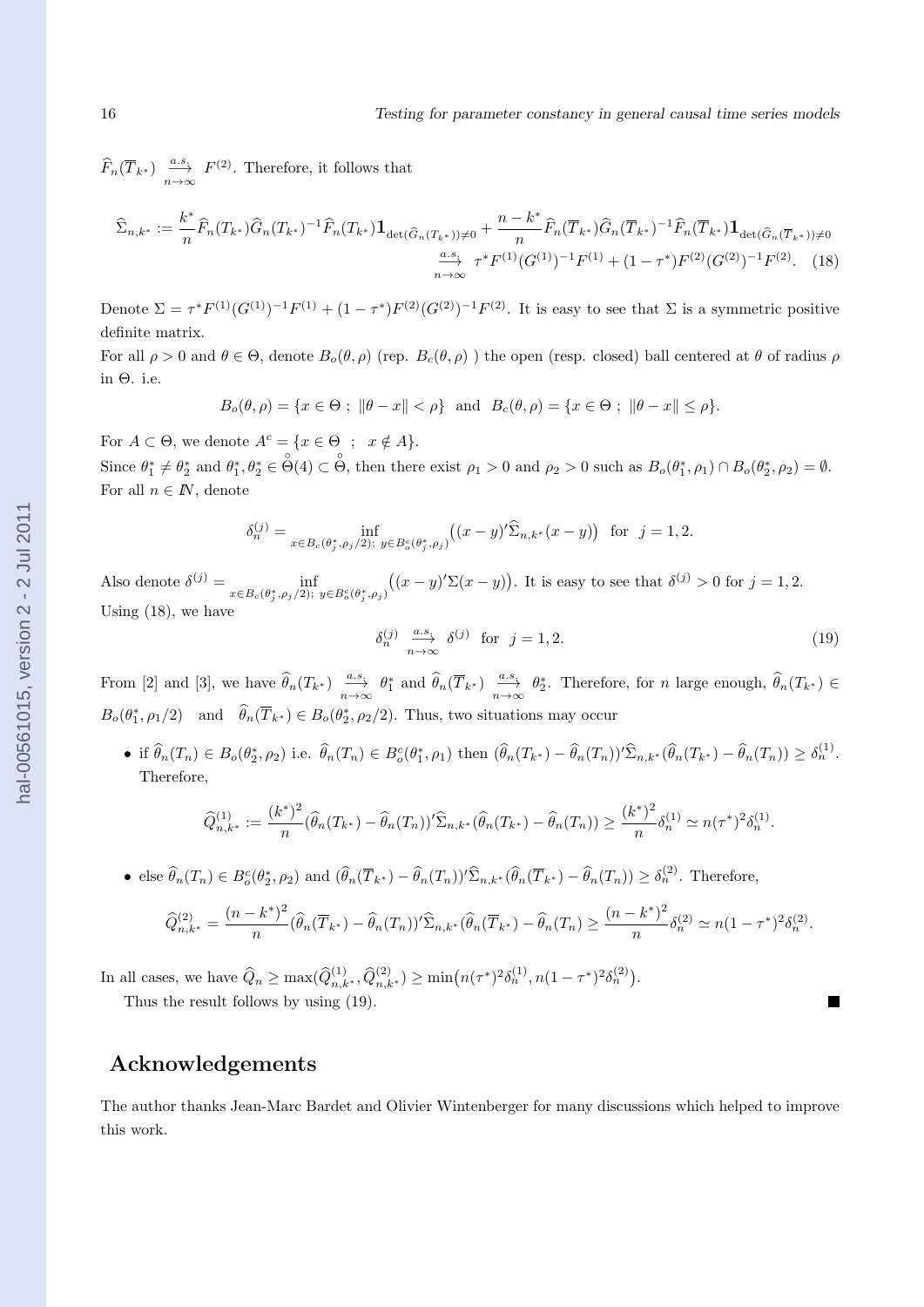$\widehat{F}_n(\overline{T}_{k^*}) \xrightarrow[n\to\infty]{a.s.} F^{(2)}$. Therefore, it follows that

$$\widehat{\Sigma}_{n,k^*} := \frac{k^*}{n}\widehat{F}_n(T_{k^*})\widehat{G}_n(T_{k^*})^{-1}\widehat{F}_n(T_{k^*})\mathbf{1}_{\det(\widehat{G}_n(T_{k^*}))\neq 0} + \frac{n-k^*}{n}\widehat{F}_n(\overline{T}_{k^*})\widehat{G}_n(\overline{T}_{k^*})^{-1}\widehat{F}_n(\overline{T}_{k^*})\mathbf{1}_{\det(\widehat{G}_n(\overline{T}_{k^*}))\neq 0}$$
$$\xrightarrow[n\to\infty]{a.s.} \tau^* F^{(1)}(G^{(1)})^{-1}F^{(1)} + (1-\tau^*)F^{(2)}(G^{(2)})^{-1}F^{(2)}. \quad (18)$$

Denote $\Sigma = \tau^* F^{(1)}(G^{(1)})^{-1}F^{(1)} + (1-\tau^*)F^{(2)}(G^{(2)})^{-1}F^{(2)}$. It is easy to see that $\Sigma$ is a symmetric positive definite matrix.

For all $\rho > 0$ and $\theta \in \Theta$, denote $B_o(\theta,\rho)$ (rep. $B_c(\theta,\rho)$ ) the open (resp. closed) ball centered at $\theta$ of radius $\rho$ in $\Theta$. i.e.

$$B_o(\theta,\rho) = \{x \in \Theta \ ; \ \|\theta - x\| < \rho\} \ \text{ and } \ B_c(\theta,\rho) = \{x \in \Theta \ ; \ \|\theta - x\| \leq \rho\}.$$

For $A \subset \Theta$, we denote $A^c = \{x \in \Theta \ ; \ x \notin A\}$.

Since $\theta_1^* \neq \theta_2^*$ and $\theta_1^*, \theta_2^* \in \overset{\circ}{\Theta}(4) \subset \overset{\circ}{\Theta}$, then there exist $\rho_1 > 0$ and $\rho_2 > 0$ such as $B_o(\theta_1^*,\rho_1) \cap B_o(\theta_2^*,\rho_2) = \emptyset$.

For all $n \in \mathbb{N}$, denote

$$\delta_n^{(j)} = \inf_{x \in B_c(\theta_j^*,\rho_j/2);\ y \in B_o^c(\theta_j^*,\rho_j)} \big((x-y)'\widehat{\Sigma}_{n,k^*}(x-y)\big) \ \text{ for } \ j = 1,2.$$

Also denote $\delta^{(j)} = \inf_{x \in B_c(\theta_j^*,\rho_j/2);\ y \in B_o^c(\theta_j^*,\rho_j)} \big((x-y)'\Sigma(x-y)\big)$. It is easy to see that $\delta^{(j)} > 0$ for $j = 1,2$.

Using (18), we have

$$\delta_n^{(j)} \xrightarrow[n\to\infty]{a.s.} \delta^{(j)} \ \text{ for } \ j = 1,2. \quad (19)$$

From [2] and [3], we have $\widehat{\theta}_n(T_{k^*}) \xrightarrow[n\to\infty]{a.s.} \theta_1^*$ and $\widehat{\theta}_n(\overline{T}_{k^*}) \xrightarrow[n\to\infty]{a.s.} \theta_2^*$. Therefore, for $n$ large enough, $\widehat{\theta}_n(T_{k^*}) \in B_o(\theta_1^*,\rho_1/2)$ and $\widehat{\theta}_n(\overline{T}_{k^*}) \in B_o(\theta_2^*,\rho_2/2)$. Thus, two situations may occur

- if $\widehat{\theta}_n(T_n) \in B_o(\theta_2^*,\rho_2)$ i.e. $\widehat{\theta}_n(T_n) \in B_o^c(\theta_1^*,\rho_1)$ then $(\widehat{\theta}_n(T_{k^*}) - \widehat{\theta}_n(T_n))'\widehat{\Sigma}_{n,k^*}(\widehat{\theta}_n(T_{k^*}) - \widehat{\theta}_n(T_n)) \geq \delta_n^{(1)}$. Therefore,

$$\widehat{Q}_{n,k^*}^{(1)} := \frac{(k^*)^2}{n}(\widehat{\theta}_n(T_{k^*}) - \widehat{\theta}_n(T_n))'\widehat{\Sigma}_{n,k^*}(\widehat{\theta}_n(T_{k^*}) - \widehat{\theta}_n(T_n)) \geq \frac{(k^*)^2}{n}\delta_n^{(1)} \simeq n(\tau^*)^2\delta_n^{(1)}.$$

- else $\widehat{\theta}_n(T_n) \in B_o^c(\theta_2^*,\rho_2)$ and $(\widehat{\theta}_n(\overline{T}_{k^*}) - \widehat{\theta}_n(T_n))'\widehat{\Sigma}_{n,k^*}(\widehat{\theta}_n(\overline{T}_{k^*}) - \widehat{\theta}_n(T_n)) \geq \delta_n^{(2)}$. Therefore,

$$\widehat{Q}_{n,k^*}^{(2)} = \frac{(n-k^*)^2}{n}(\widehat{\theta}_n(\overline{T}_{k^*}) - \widehat{\theta}_n(T_n))'\widehat{\Sigma}_{n,k^*}(\widehat{\theta}_n(\overline{T}_{k^*}) - \widehat{\theta}_n(T_n) \geq \frac{(n-k^*)^2}{n}\delta_n^{(2)} \simeq n(1-\tau^*)^2\delta_n^{(2)}.$$

In all cases, we have $\widehat{Q}_n \geq \max(\widehat{Q}_{n,k^*}^{(1)}, \widehat{Q}_{n,k^*}^{(2)}) \geq \min\big(n(\tau^*)^2\delta_n^{(1)}, n(1-\tau^*)^2\delta_n^{(2)}\big)$.

Thus the result follows by using (19). ∎

## Acknowledgements

The author thanks Jean-Marc Bardet and Olivier Wintenberger for many discussions which helped to improve this work.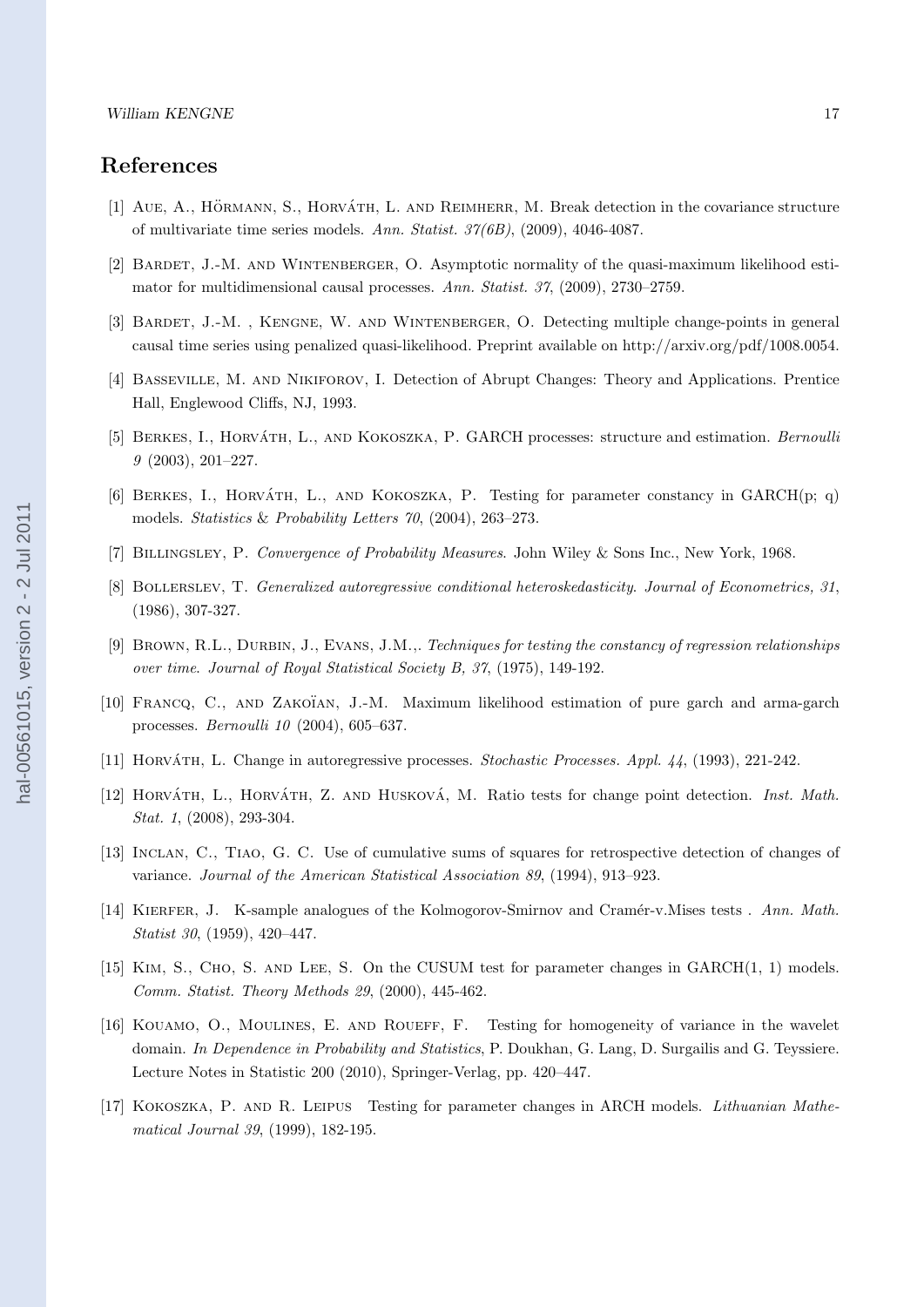## References

[1] Aue, A., Hörmann, S., Horváth, L. and Reimherr, M. Break detection in the covariance structure of multivariate time series models. *Ann. Statist. 37(6B)*, (2009), 4046-4087.

[2] Bardet, J.-M. and Wintenberger, O. Asymptotic normality of the quasi-maximum likelihood estimator for multidimensional causal processes. *Ann. Statist. 37*, (2009), 2730–2759.

[3] Bardet, J.-M. , Kengne, W. and Wintenberger, O. Detecting multiple change-points in general causal time series using penalized quasi-likelihood. Preprint available on http://arxiv.org/pdf/1008.0054.

[4] Basseville, M. and Nikiforov, I. Detection of Abrupt Changes: Theory and Applications. Prentice Hall, Englewood Cliffs, NJ, 1993.

[5] Berkes, I., Horváth, L., and Kokoszka, P. GARCH processes: structure and estimation. *Bernoulli 9* (2003), 201–227.

[6] Berkes, I., Horváth, L., and Kokoszka, P. Testing for parameter constancy in GARCH(p; q) models. *Statistics & Probability Letters 70*, (2004), 263–273.

[7] Billingsley, P. *Convergence of Probability Measures*. John Wiley & Sons Inc., New York, 1968.

[8] Bollerslev, T. *Generalized autoregressive conditional heteroskedasticity. Journal of Econometrics, 31*, (1986), 307-327.

[9] Brown, R.L., Durbin, J., Evans, J.M.,. *Techniques for testing the constancy of regression relationships over time. Journal of Royal Statistical Society B, 37*, (1975), 149-192.

[10] Francq, C., and Zakoïan, J.-M. Maximum likelihood estimation of pure garch and arma-garch processes. *Bernoulli 10* (2004), 605–637.

[11] Horváth, L. Change in autoregressive processes. *Stochastic Processes. Appl. 44*, (1993), 221-242.

[12] Horváth, L., Horváth, Z. and Husková, M. Ratio tests for change point detection. *Inst. Math. Stat. 1*, (2008), 293-304.

[13] Inclan, C., Tiao, G. C. Use of cumulative sums of squares for retrospective detection of changes of variance. *Journal of the American Statistical Association 89*, (1994), 913–923.

[14] Kierfer, J. K-sample analogues of the Kolmogorov-Smirnov and Cramér-v.Mises tests . *Ann. Math. Statist 30*, (1959), 420–447.

[15] Kim, S., Cho, S. and Lee, S. On the CUSUM test for parameter changes in GARCH(1, 1) models. *Comm. Statist. Theory Methods 29*, (2000), 445-462.

[16] Kouamo, O., Moulines, E. and Roueff, F. Testing for homogeneity of variance in the wavelet domain. *In Dependence in Probability and Statistics*, P. Doukhan, G. Lang, D. Surgailis and G. Teyssiere. Lecture Notes in Statistic 200 (2010), Springer-Verlag, pp. 420–447.

[17] Kokoszka, P. and R. Leipus Testing for parameter changes in ARCH models. *Lithuanian Mathematical Journal 39*, (1999), 182-195.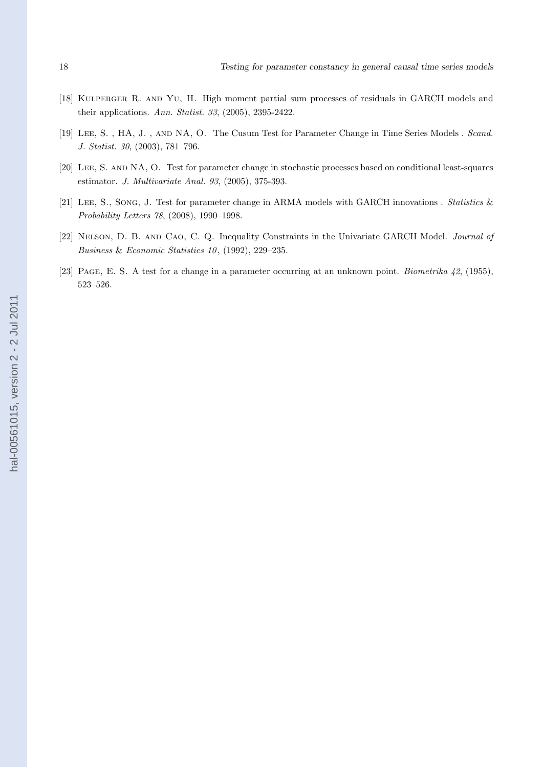[18] Kulperger R. and Yu, H. High moment partial sum processes of residuals in GARCH models and their applications. *Ann. Statist. 33*, (2005), 2395-2422.

[19] Lee, S. , HA, J. , and NA, O. The Cusum Test for Parameter Change in Time Series Models . *Scand. J. Statist. 30*, (2003), 781–796.

[20] Lee, S. and NA, O. Test for parameter change in stochastic processes based on conditional least-squares estimator. *J. Multivariate Anal. 93*, (2005), 375-393.

[21] Lee, S., Song, J. Test for parameter change in ARMA models with GARCH innovations . *Statistics & Probability Letters 78*, (2008), 1990–1998.

[22] Nelson, D. B. and Cao, C. Q. Inequality Constraints in the Univariate GARCH Model. *Journal of Business & Economic Statistics 10*, (1992), 229–235.

[23] Page, E. S. A test for a change in a parameter occurring at an unknown point. *Biometrika 42*, (1955), 523–526.